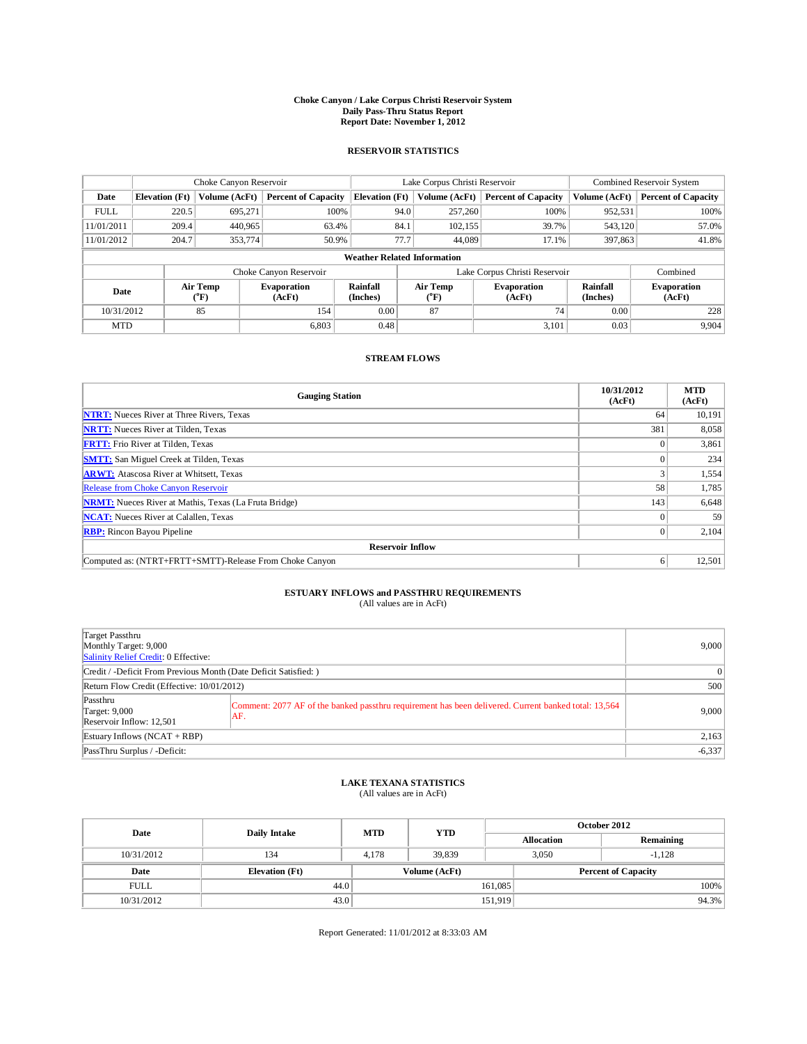# Choke Canyon / Lake Corpus Christi Reservoir System
## Daily Pass-Thru Status Report
## Report Date: November 1, 2012

### RESERVOIR STATISTICS

| | Choke Canyon Reservoir | | | Lake Corpus Christi Reservoir | | | Combined Reservoir System | |
|---|---|---|---|---|---|---|---|---|
| Date | Elevation (Ft) | Volume (AcFt) | Percent of Capacity | Elevation (Ft) | Volume (AcFt) | Percent of Capacity | Volume (AcFt) | Percent of Capacity |
| FULL | 220.5 | 695,271 | 100% | 94.0 | 257,260 | 100% | 952,531 | 100% |
| 11/01/2011 | 209.4 | 440,965 | 63.4% | 84.1 | 102,155 | 39.7% | 543,120 | 57.0% |
| 11/01/2012 | 204.7 | 353,774 | 50.9% | 77.7 | 44,089 | 17.1% | 397,863 | 41.8% |

**Weather Related Information**

| | Choke Canyon Reservoir | | | Lake Corpus Christi Reservoir | | | Combined |
|---|---|---|---|---|---|---|---|
| Date | Air Temp (°F) | Evaporation (AcFt) | Rainfall (Inches) | Air Temp (°F) | Evaporation (AcFt) | Rainfall (Inches) | Evaporation (AcFt) |
| 10/31/2012 | 85 | 154 | 0.00 | 87 | 74 | 0.00 | 228 |
| MTD | | 6,803 | 0.48 | | 3,101 | 0.03 | 9,904 |

### STREAM FLOWS

| Gauging Station | 10/31/2012 (AcFt) | MTD (AcFt) |
|---|---|---|
| NTRT: Nueces River at Three Rivers, Texas | 64 | 10,191 |
| NRTT: Nueces River at Tilden, Texas | 381 | 8,058 |
| FRTT: Frio River at Tilden, Texas | 0 | 3,861 |
| SMTT: San Miguel Creek at Tilden, Texas | 0 | 234 |
| ARWT: Atascosa River at Whitsett, Texas | 3 | 1,554 |
| Release from Choke Canyon Reservoir | 58 | 1,785 |
| NRMT: Nueces River at Mathis, Texas (La Fruta Bridge) | 143 | 6,648 |
| NCAT: Nueces River at Calallen, Texas | 0 | 59 |
| RBP: Rincon Bayou Pipeline | 0 | 2,104 |
| **Reservoir Inflow** | | |
| Computed as: (NTRT+FRTT+SMTT)-Release From Choke Canyon | 6 | 12,501 |

### ESTUARY INFLOWS and PASSTHRU REQUIREMENTS
(All values are in AcFt)

| | | |
|---|---|---|
| Target Passthru<br>Monthly Target: 9,000<br>Salinity Relief Credit: 0 Effective: | | 9,000 |
| Credit / -Deficit From Previous Month (Date Deficit Satisfied: ) | | 0 |
| Return Flow Credit (Effective: 10/01/2012) | | 500 |
| Passthru<br>Target: 9,000<br>Reservoir Inflow: 12,501 | Comment: 2077 AF of the banked passthru requirement has been delivered. Current banked total: 13,564 AF. | 9,000 |
| Estuary Inflows (NCAT + RBP) | | 2,163 |
| PassThru Surplus / -Deficit: | | -6,337 |

### LAKE TEXANA STATISTICS
(All values are in AcFt)

| Date | Daily Intake | MTD | YTD | October 2012 Allocation | October 2012 Remaining |
|---|---|---|---|---|---|
| 10/31/2012 | 134 | 4,178 | 39,839 | 3,050 | -1,128 |

| Date | Elevation (Ft) | Volume (AcFt) | Percent of Capacity |
|---|---|---|---|
| FULL | 44.0 | 161,085 | 100% |
| 10/31/2012 | 43.0 | 151,919 | 94.3% |

Report Generated: 11/01/2012 at 8:33:03 AM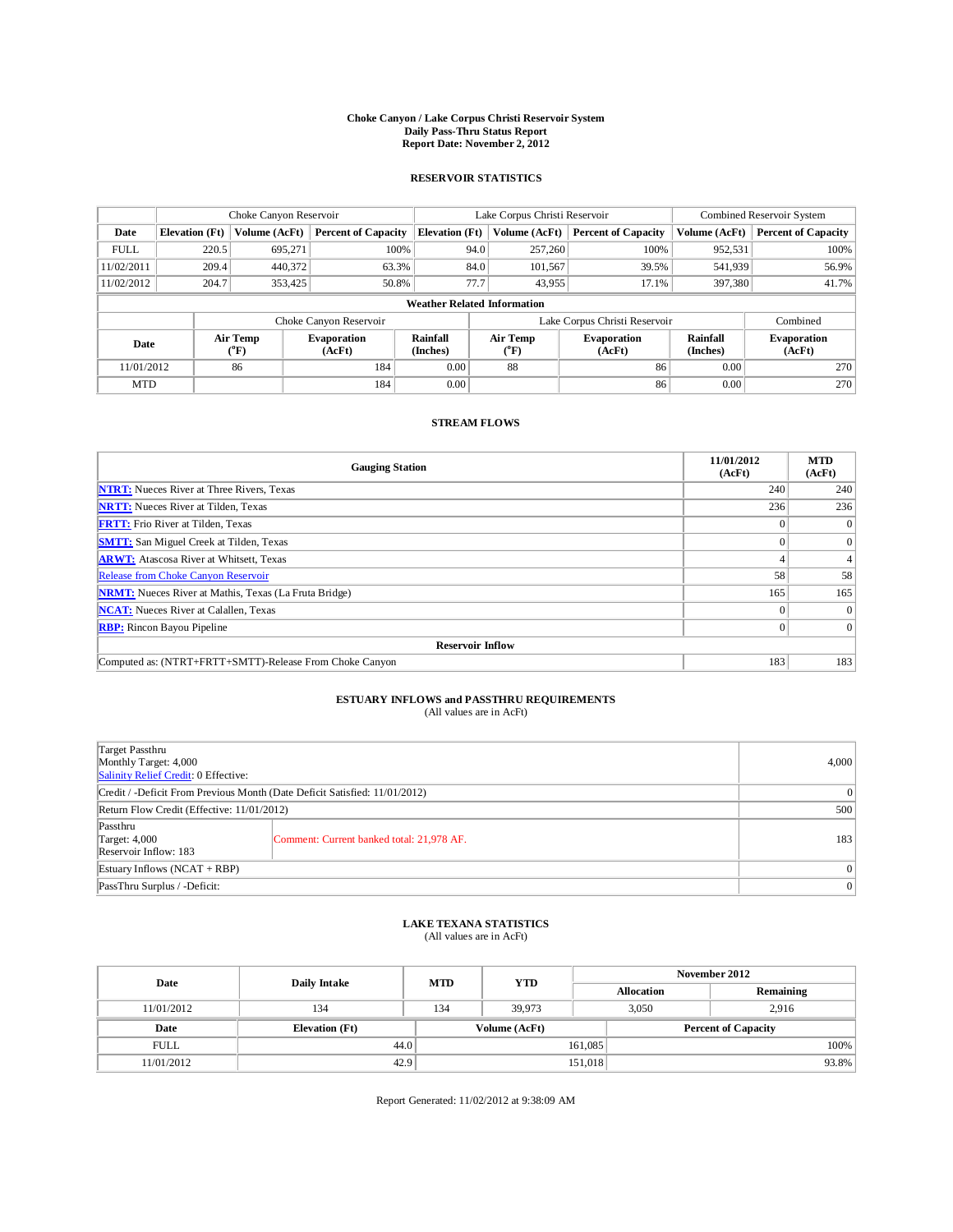# Choke Canyon / Lake Corpus Christi Reservoir System
## Daily Pass-Thru Status Report
## Report Date: November 2, 2012

### RESERVOIR STATISTICS

| | Choke Canyon Reservoir | | | Lake Corpus Christi Reservoir | | | Combined Reservoir System | |
|---|---|---|---|---|---|---|---|---|
| Date | Elevation (Ft) | Volume (AcFt) | Percent of Capacity | Elevation (Ft) | Volume (AcFt) | Percent of Capacity | Volume (AcFt) | Percent of Capacity |
| FULL | 220.5 | 695,271 | 100% | 94.0 | 257,260 | 100% | 952,531 | 100% |
| 11/02/2011 | 209.4 | 440,372 | 63.3% | 84.0 | 101,567 | 39.5% | 541,939 | 56.9% |
| 11/02/2012 | 204.7 | 353,425 | 50.8% | 77.7 | 43,955 | 17.1% | 397,380 | 41.7% |

**Weather Related Information**

| | Choke Canyon Reservoir | | | Lake Corpus Christi Reservoir | | | Combined |
|---|---|---|---|---|---|---|---|
| Date | Air Temp (°F) | Evaporation (AcFt) | Rainfall (Inches) | Air Temp (°F) | Evaporation (AcFt) | Rainfall (Inches) | Evaporation (AcFt) |
| 11/01/2012 | 86 | 184 | 0.00 | 88 | 86 | 0.00 | 270 |
| MTD | | 184 | 0.00 | | 86 | 0.00 | 270 |

### STREAM FLOWS

| Gauging Station | 11/01/2012 (AcFt) | MTD (AcFt) |
|---|---|---|
| NTRT: Nueces River at Three Rivers, Texas | 240 | 240 |
| NRTT: Nueces River at Tilden, Texas | 236 | 236 |
| FRTT: Frio River at Tilden, Texas | 0 | 0 |
| SMTT: San Miguel Creek at Tilden, Texas | 0 | 0 |
| ARWT: Atascosa River at Whitsett, Texas | 4 | 4 |
| Release from Choke Canyon Reservoir | 58 | 58 |
| NRMT: Nueces River at Mathis, Texas (La Fruta Bridge) | 165 | 165 |
| NCAT: Nueces River at Calallen, Texas | 0 | 0 |
| RBP: Rincon Bayou Pipeline | 0 | 0 |
| **Reservoir Inflow** | | |
| Computed as: (NTRT+FRTT+SMTT)-Release From Choke Canyon | 183 | 183 |

### ESTUARY INFLOWS and PASSTHRU REQUIREMENTS
(All values are in AcFt)

| | | |
|---|---|---|
| Target Passthru<br>Monthly Target: 4,000<br>Salinity Relief Credit: 0 Effective: | | 4,000 |
| Credit / -Deficit From Previous Month (Date Deficit Satisfied: 11/01/2012) | | 0 |
| Return Flow Credit (Effective: 11/01/2012) | | 500 |
| Passthru<br>Target: 4,000<br>Reservoir Inflow: 183 | Comment: Current banked total: 21,978 AF. | 183 |
| Estuary Inflows (NCAT + RBP) | | 0 |
| PassThru Surplus / -Deficit: | | 0 |

### LAKE TEXANA STATISTICS
(All values are in AcFt)

| Date | Daily Intake | MTD | YTD | November 2012 Allocation | November 2012 Remaining |
|---|---|---|---|---|---|
| 11/01/2012 | 134 | 134 | 39,973 | 3,050 | 2,916 |

| Date | Elevation (Ft) | Volume (AcFt) | Percent of Capacity |
|---|---|---|---|
| FULL | 44.0 | 161,085 | 100% |
| 11/01/2012 | 42.9 | 151,018 | 93.8% |

Report Generated: 11/02/2012 at 9:38:09 AM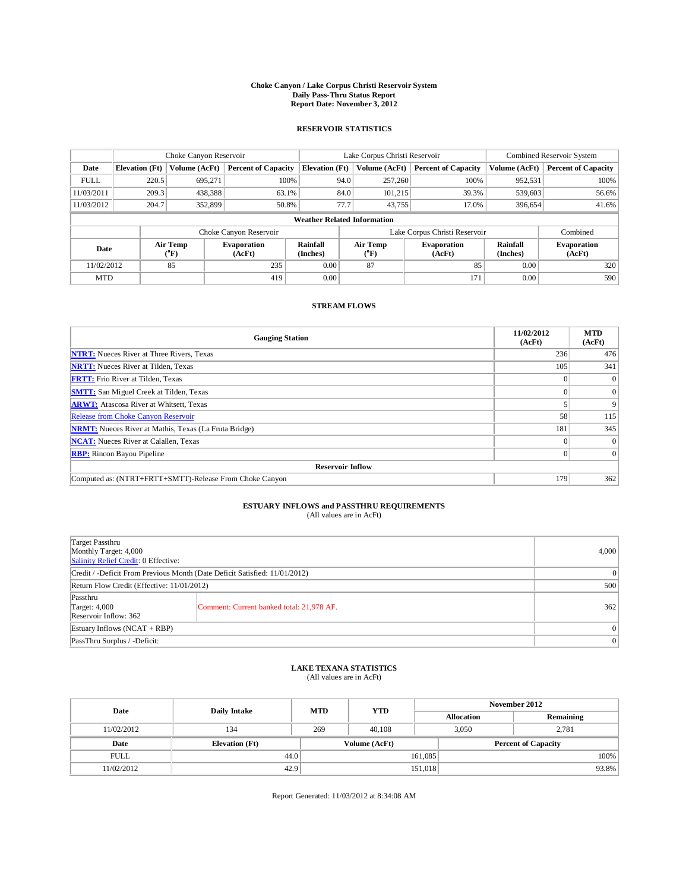# Choke Canyon / Lake Corpus Christi Reservoir System
## Daily Pass-Thru Status Report
## Report Date: November 3, 2012

### RESERVOIR STATISTICS

| | Choke Canyon Reservoir | | | Lake Corpus Christi Reservoir | | | Combined Reservoir System | |
|---|---|---|---|---|---|---|---|---|
| Date | Elevation (Ft) | Volume (AcFt) | Percent of Capacity | Elevation (Ft) | Volume (AcFt) | Percent of Capacity | Volume (AcFt) | Percent of Capacity |
| FULL | 220.5 | 695,271 | 100% | 94.0 | 257,260 | 100% | 952,531 | 100% |
| 11/03/2011 | 209.3 | 438,388 | 63.1% | 84.0 | 101,215 | 39.3% | 539,603 | 56.6% |
| 11/03/2012 | 204.7 | 352,899 | 50.8% | 77.7 | 43,755 | 17.0% | 396,654 | 41.6% |

**Weather Related Information**

| | Choke Canyon Reservoir | | | Lake Corpus Christi Reservoir | | | Combined |
|---|---|---|---|---|---|---|---|
| Date | Air Temp (°F) | Evaporation (AcFt) | Rainfall (Inches) | Air Temp (°F) | Evaporation (AcFt) | Rainfall (Inches) | Evaporation (AcFt) |
| 11/02/2012 | 85 | 235 | 0.00 | 87 | 85 | 0.00 | 320 |
| MTD | | 419 | 0.00 | | 171 | 0.00 | 590 |

### STREAM FLOWS

| Gauging Station | 11/02/2012 (AcFt) | MTD (AcFt) |
|---|---|---|
| NTRT: Nueces River at Three Rivers, Texas | 236 | 476 |
| NRTT: Nueces River at Tilden, Texas | 105 | 341 |
| FRTT: Frio River at Tilden, Texas | 0 | 0 |
| SMTT: San Miguel Creek at Tilden, Texas | 0 | 0 |
| ARWT: Atascosa River at Whitsett, Texas | 5 | 9 |
| Release from Choke Canyon Reservoir | 58 | 115 |
| NRMT: Nueces River at Mathis, Texas (La Fruta Bridge) | 181 | 345 |
| NCAT: Nueces River at Calallen, Texas | 0 | 0 |
| RBP: Rincon Bayou Pipeline | 0 | 0 |
| **Reservoir Inflow** | | |
| Computed as: (NTRT+FRTT+SMTT)-Release From Choke Canyon | 179 | 362 |

### ESTUARY INFLOWS and PASSTHRU REQUIREMENTS
(All values are in AcFt)

| | | |
|---|---|---|
| Target Passthru<br>Monthly Target: 4,000<br>Salinity Relief Credit: 0 Effective: | | 4,000 |
| Credit / -Deficit From Previous Month (Date Deficit Satisfied: 11/01/2012) | | 0 |
| Return Flow Credit (Effective: 11/01/2012) | | 500 |
| Passthru<br>Target: 4,000<br>Reservoir Inflow: 362 | Comment: Current banked total: 21,978 AF. | 362 |
| Estuary Inflows (NCAT + RBP) | | 0 |
| PassThru Surplus / -Deficit: | | 0 |

### LAKE TEXANA STATISTICS
(All values are in AcFt)

| Date | Daily Intake | MTD | YTD | November 2012 Allocation | November 2012 Remaining |
|---|---|---|---|---|---|
| 11/02/2012 | 134 | 269 | 40,108 | 3,050 | 2,781 |

| Date | Elevation (Ft) | Volume (AcFt) | Percent of Capacity |
|---|---|---|---|
| FULL | 44.0 | 161,085 | 100% |
| 11/02/2012 | 42.9 | 151,018 | 93.8% |

Report Generated: 11/03/2012 at 8:34:08 AM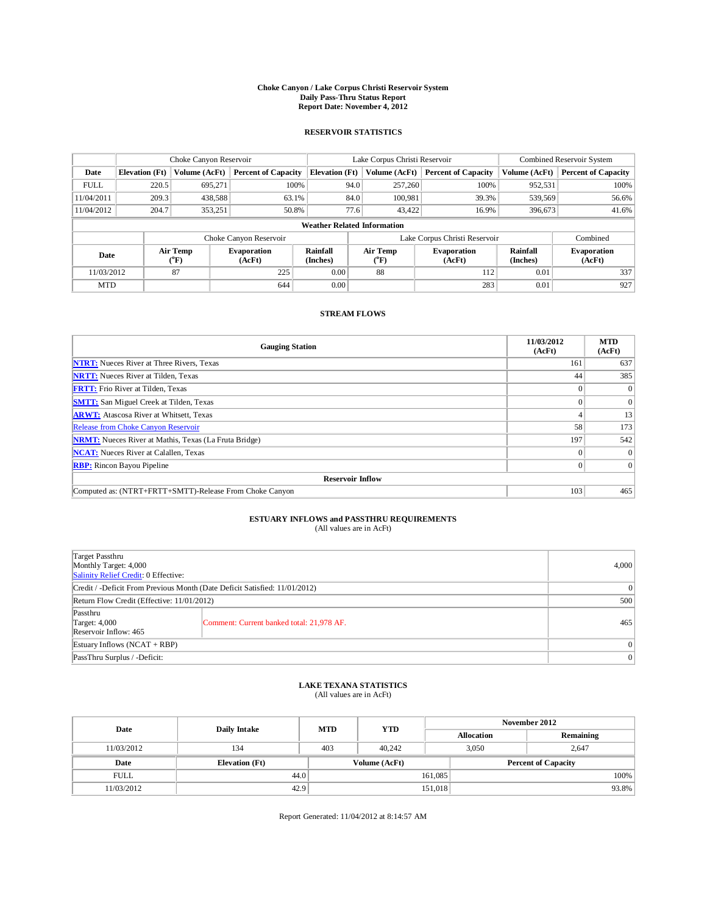# Choke Canyon / Lake Corpus Christi Reservoir System
## Daily Pass-Thru Status Report
### Report Date: November 4, 2012

## RESERVOIR STATISTICS

| | Choke Canyon Reservoir | | | Lake Corpus Christi Reservoir | | | Combined Reservoir System | |
|---|---|---|---|---|---|---|---|---|
| Date | Elevation (Ft) | Volume (AcFt) | Percent of Capacity | Elevation (Ft) | Volume (AcFt) | Percent of Capacity | Volume (AcFt) | Percent of Capacity |
| FULL | 220.5 | 695,271 | 100% | 94.0 | 257,260 | 100% | 952,531 | 100% |
| 11/04/2011 | 209.3 | 438,588 | 63.1% | 84.0 | 100,981 | 39.3% | 539,569 | 56.6% |
| 11/04/2012 | 204.7 | 353,251 | 50.8% | 77.6 | 43,422 | 16.9% | 396,673 | 41.6% |

**Weather Related Information**

| | Choke Canyon Reservoir | | | Lake Corpus Christi Reservoir | | | Combined |
|---|---|---|---|---|---|---|---|
| Date | Air Temp (°F) | Evaporation (AcFt) | Rainfall (Inches) | Air Temp (°F) | Evaporation (AcFt) | Rainfall (Inches) | Evaporation (AcFt) |
| 11/03/2012 | 87 | 225 | 0.00 | 88 | 112 | 0.01 | 337 |
| MTD | | 644 | 0.00 | | 283 | 0.01 | 927 |

## STREAM FLOWS

| Gauging Station | 11/03/2012 (AcFt) | MTD (AcFt) |
|---|---|---|
| NTRT: Nueces River at Three Rivers, Texas | 161 | 637 |
| NRTT: Nueces River at Tilden, Texas | 44 | 385 |
| FRTT: Frio River at Tilden, Texas | 0 | 0 |
| SMTT: San Miguel Creek at Tilden, Texas | 0 | 0 |
| ARWT: Atascosa River at Whitsett, Texas | 4 | 13 |
| Release from Choke Canyon Reservoir | 58 | 173 |
| NRMT: Nueces River at Mathis, Texas (La Fruta Bridge) | 197 | 542 |
| NCAT: Nueces River at Calallen, Texas | 0 | 0 |
| RBP: Rincon Bayou Pipeline | 0 | 0 |
| **Reservoir Inflow** | | |
| Computed as: (NTRT+FRTT+SMTT)-Release From Choke Canyon | 103 | 465 |

## ESTUARY INFLOWS and PASSTHRU REQUIREMENTS
(All values are in AcFt)

| | | |
|---|---|---|
| Target Passthru<br>Monthly Target: 4,000<br>Salinity Relief Credit: 0 Effective: | | 4,000 |
| Credit / -Deficit From Previous Month (Date Deficit Satisfied: 11/01/2012) | | 0 |
| Return Flow Credit (Effective: 11/01/2012) | | 500 |
| Passthru<br>Target: 4,000<br>Reservoir Inflow: 465 | Comment: Current banked total: 21,978 AF. | 465 |
| Estuary Inflows (NCAT + RBP) | | 0 |
| PassThru Surplus / -Deficit: | | 0 |

## LAKE TEXANA STATISTICS
(All values are in AcFt)

| Date | Daily Intake | MTD | YTD | November 2012 Allocation | November 2012 Remaining |
|---|---|---|---|---|---|
| 11/03/2012 | 134 | 403 | 40,242 | 3,050 | 2,647 |

| Date | Elevation (Ft) | Volume (AcFt) | Percent of Capacity |
|---|---|---|---|
| FULL | 44.0 | 161,085 | 100% |
| 11/03/2012 | 42.9 | 151,018 | 93.8% |

Report Generated: 11/04/2012 at 8:14:57 AM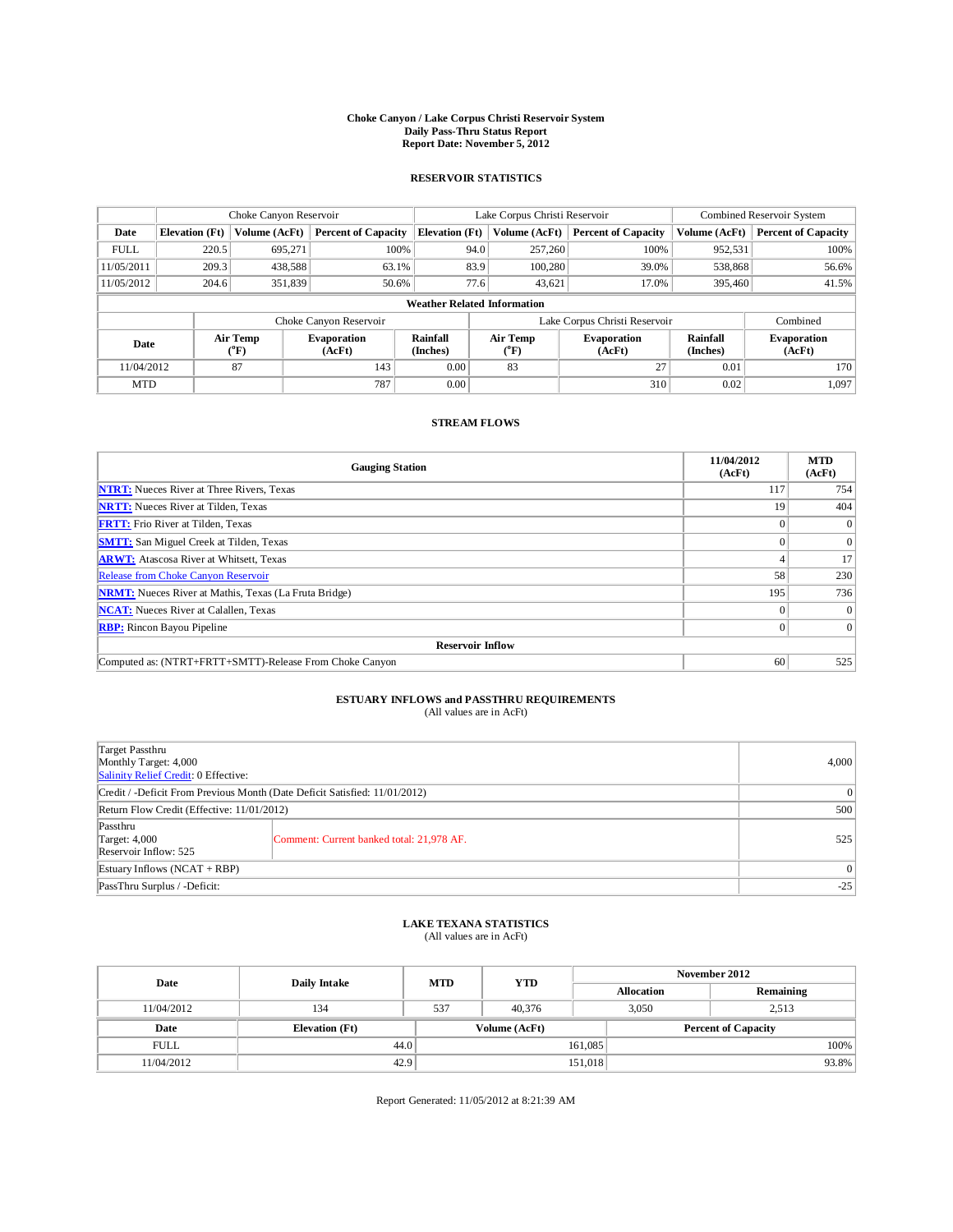# Choke Canyon / Lake Corpus Christi Reservoir System
## Daily Pass-Thru Status Report
## Report Date: November 5, 2012

### RESERVOIR STATISTICS

| | Choke Canyon Reservoir | | | Lake Corpus Christi Reservoir | | | Combined Reservoir System | |
|---|---|---|---|---|---|---|---|---|
| Date | Elevation (Ft) | Volume (AcFt) | Percent of Capacity | Elevation (Ft) | Volume (AcFt) | Percent of Capacity | Volume (AcFt) | Percent of Capacity |
| FULL | 220.5 | 695,271 | 100% | 94.0 | 257,260 | 100% | 952,531 | 100% |
| 11/05/2011 | 209.3 | 438,588 | 63.1% | 83.9 | 100,280 | 39.0% | 538,868 | 56.6% |
| 11/05/2012 | 204.6 | 351,839 | 50.6% | 77.6 | 43,621 | 17.0% | 395,460 | 41.5% |

**Weather Related Information**

| | Choke Canyon Reservoir | | | Lake Corpus Christi Reservoir | | | Combined |
|---|---|---|---|---|---|---|---|
| Date | Air Temp (°F) | Evaporation (AcFt) | Rainfall (Inches) | Air Temp (°F) | Evaporation (AcFt) | Rainfall (Inches) | Evaporation (AcFt) |
| 11/04/2012 | 87 | 143 | 0.00 | 83 | 27 | 0.01 | 170 |
| MTD | | 787 | 0.00 | | 310 | 0.02 | 1,097 |

### STREAM FLOWS

| Gauging Station | 11/04/2012 (AcFt) | MTD (AcFt) |
|---|---|---|
| **NTRT:** Nueces River at Three Rivers, Texas | 117 | 754 |
| **NRTT:** Nueces River at Tilden, Texas | 19 | 404 |
| **FRTT:** Frio River at Tilden, Texas | 0 | 0 |
| **SMTT:** San Miguel Creek at Tilden, Texas | 0 | 0 |
| **ARWT:** Atascosa River at Whitsett, Texas | 4 | 17 |
| Release from Choke Canyon Reservoir | 58 | 230 |
| **NRMT:** Nueces River at Mathis, Texas (La Fruta Bridge) | 195 | 736 |
| **NCAT:** Nueces River at Calallen, Texas | 0 | 0 |
| **RBP:** Rincon Bayou Pipeline | 0 | 0 |
| **Reservoir Inflow** | | |
| Computed as: (NTRT+FRTT+SMTT)-Release From Choke Canyon | 60 | 525 |

### ESTUARY INFLOWS and PASSTHRU REQUIREMENTS
(All values are in AcFt)

| | | |
|---|---|---|
| Target Passthru<br>Monthly Target: 4,000<br>Salinity Relief Credit: 0 Effective: | | 4,000 |
| Credit / -Deficit From Previous Month (Date Deficit Satisfied: 11/01/2012) | | 0 |
| Return Flow Credit (Effective: 11/01/2012) | | 500 |
| Passthru<br>Target: 4,000<br>Reservoir Inflow: 525 | Comment: Current banked total: 21,978 AF. | 525 |
| Estuary Inflows (NCAT + RBP) | | 0 |
| PassThru Surplus / -Deficit: | | -25 |

### LAKE TEXANA STATISTICS
(All values are in AcFt)

| Date | Daily Intake | MTD | YTD | November 2012 Allocation | November 2012 Remaining |
|---|---|---|---|---|---|
| 11/04/2012 | 134 | 537 | 40,376 | 3,050 | 2,513 |

| Date | Elevation (Ft) | Volume (AcFt) | Percent of Capacity |
|---|---|---|---|
| FULL | 44.0 | 161,085 | 100% |
| 11/04/2012 | 42.9 | 151,018 | 93.8% |

Report Generated: 11/05/2012 at 8:21:39 AM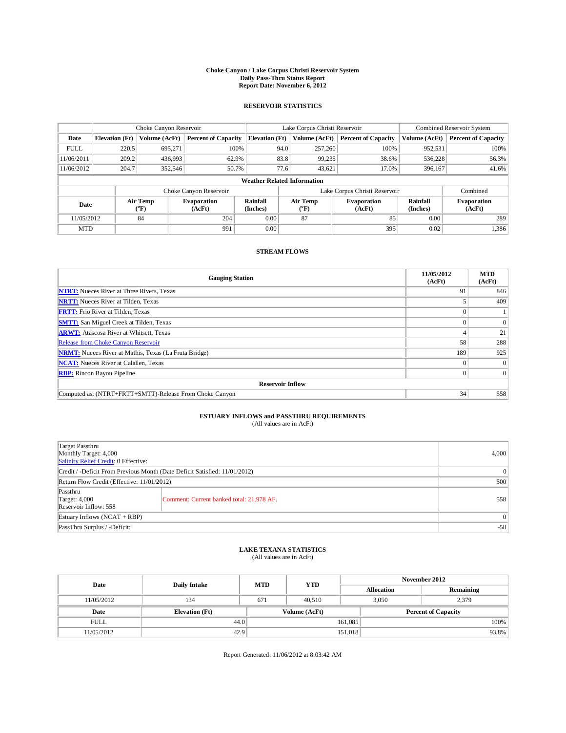# Choke Canyon / Lake Corpus Christi Reservoir System
## Daily Pass-Thru Status Report
## Report Date: November 6, 2012

### RESERVOIR STATISTICS

| | Choke Canyon Reservoir | | | Lake Corpus Christi Reservoir | | | Combined Reservoir System | |
|---|---|---|---|---|---|---|---|---|
| Date | Elevation (Ft) | Volume (AcFt) | Percent of Capacity | Elevation (Ft) | Volume (AcFt) | Percent of Capacity | Volume (AcFt) | Percent of Capacity |
| FULL | 220.5 | 695,271 | 100% | 94.0 | 257,260 | 100% | 952,531 | 100% |
| 11/06/2011 | 209.2 | 436,993 | 62.9% | 83.8 | 99,235 | 38.6% | 536,228 | 56.3% |
| 11/06/2012 | 204.7 | 352,546 | 50.7% | 77.6 | 43,621 | 17.0% | 396,167 | 41.6% |

**Weather Related Information**

| | Choke Canyon Reservoir | | | Lake Corpus Christi Reservoir | | | Combined |
|---|---|---|---|---|---|---|---|
| Date | Air Temp (°F) | Evaporation (AcFt) | Rainfall (Inches) | Air Temp (°F) | Evaporation (AcFt) | Rainfall (Inches) | Evaporation (AcFt) |
| 11/05/2012 | 84 | 204 | 0.00 | 87 | 85 | 0.00 | 289 |
| MTD | | 991 | 0.00 | | 395 | 0.02 | 1,386 |

### STREAM FLOWS

| Gauging Station | 11/05/2012 (AcFt) | MTD (AcFt) |
|---|---|---|
| NTRT: Nueces River at Three Rivers, Texas | 91 | 846 |
| NRTT: Nueces River at Tilden, Texas | 5 | 409 |
| FRTT: Frio River at Tilden, Texas | 0 | 1 |
| SMTT: San Miguel Creek at Tilden, Texas | 0 | 0 |
| ARWT: Atascosa River at Whitsett, Texas | 4 | 21 |
| Release from Choke Canyon Reservoir | 58 | 288 |
| NRMT: Nueces River at Mathis, Texas (La Fruta Bridge) | 189 | 925 |
| NCAT: Nueces River at Calallen, Texas | 0 | 0 |
| RBP: Rincon Bayou Pipeline | 0 | 0 |
| **Reservoir Inflow** | | |
| Computed as: (NTRT+FRTT+SMTT)-Release From Choke Canyon | 34 | 558 |

### ESTUARY INFLOWS and PASSTHRU REQUIREMENTS
(All values are in AcFt)

| | | |
|---|---|---|
| Target Passthru<br>Monthly Target: 4,000<br>Salinity Relief Credit: 0 Effective: | | 4,000 |
| Credit / -Deficit From Previous Month (Date Deficit Satisfied: 11/01/2012) | | 0 |
| Return Flow Credit (Effective: 11/01/2012) | | 500 |
| Passthru<br>Target: 4,000<br>Reservoir Inflow: 558 | Comment: Current banked total: 21,978 AF. | 558 |
| Estuary Inflows (NCAT + RBP) | | 0 |
| PassThru Surplus / -Deficit: | | -58 |

### LAKE TEXANA STATISTICS
(All values are in AcFt)

| Date | Daily Intake | MTD | YTD | November 2012 Allocation | November 2012 Remaining |
|---|---|---|---|---|---|
| 11/05/2012 | 134 | 671 | 40,510 | 3,050 | 2,379 |

| Date | Elevation (Ft) | Volume (AcFt) | Percent of Capacity |
|---|---|---|---|
| FULL | 44.0 | 161,085 | 100% |
| 11/05/2012 | 42.9 | 151,018 | 93.8% |

Report Generated: 11/06/2012 at 8:03:42 AM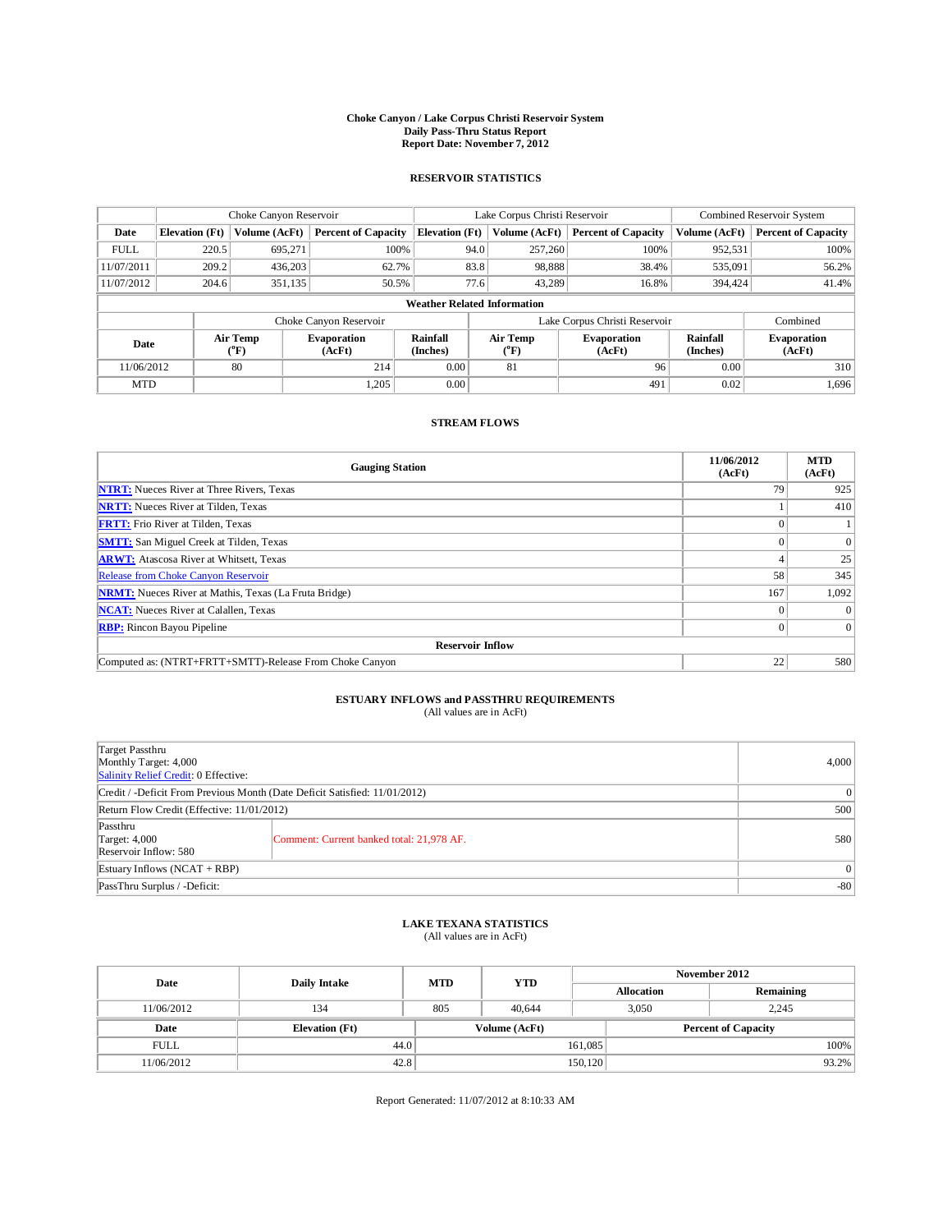# Choke Canyon / Lake Corpus Christi Reservoir System
## Daily Pass-Thru Status Report
## Report Date: November 7, 2012

### RESERVOIR STATISTICS

| | Choke Canyon Reservoir | | | Lake Corpus Christi Reservoir | | | Combined Reservoir System | |
|---|---|---|---|---|---|---|---|---|
| Date | Elevation (Ft) | Volume (AcFt) | Percent of Capacity | Elevation (Ft) | Volume (AcFt) | Percent of Capacity | Volume (AcFt) | Percent of Capacity |
| FULL | 220.5 | 695,271 | 100% | 94.0 | 257,260 | 100% | 952,531 | 100% |
| 11/07/2011 | 209.2 | 436,203 | 62.7% | 83.8 | 98,888 | 38.4% | 535,091 | 56.2% |
| 11/07/2012 | 204.6 | 351,135 | 50.5% | 77.6 | 43,289 | 16.8% | 394,424 | 41.4% |

**Weather Related Information**

| | Choke Canyon Reservoir | | | Lake Corpus Christi Reservoir | | | Combined |
|---|---|---|---|---|---|---|---|
| Date | Air Temp (°F) | Evaporation (AcFt) | Rainfall (Inches) | Air Temp (°F) | Evaporation (AcFt) | Rainfall (Inches) | Evaporation (AcFt) |
| 11/06/2012 | 80 | 214 | 0.00 | 81 | 96 | 0.00 | 310 |
| MTD | | 1,205 | 0.00 | | 491 | 0.02 | 1,696 |

### STREAM FLOWS

| Gauging Station | 11/06/2012 (AcFt) | MTD (AcFt) |
|---|---|---|
| **NTRT:** Nueces River at Three Rivers, Texas | 79 | 925 |
| **NRTT:** Nueces River at Tilden, Texas | 1 | 410 |
| **FRTT:** Frio River at Tilden, Texas | 0 | 1 |
| **SMTT:** San Miguel Creek at Tilden, Texas | 0 | 0 |
| **ARWT:** Atascosa River at Whitsett, Texas | 4 | 25 |
| Release from Choke Canyon Reservoir | 58 | 345 |
| **NRMT:** Nueces River at Mathis, Texas (La Fruta Bridge) | 167 | 1,092 |
| **NCAT:** Nueces River at Calallen, Texas | 0 | 0 |
| **RBP:** Rincon Bayou Pipeline | 0 | 0 |
| **Reservoir Inflow** | | |
| Computed as: (NTRT+FRTT+SMTT)-Release From Choke Canyon | 22 | 580 |

### ESTUARY INFLOWS and PASSTHRU REQUIREMENTS
(All values are in AcFt)

| | | |
|---|---|---|
| Target Passthru<br>Monthly Target: 4,000<br>Salinity Relief Credit: 0 Effective: | | 4,000 |
| Credit / -Deficit From Previous Month (Date Deficit Satisfied: 11/01/2012) | | 0 |
| Return Flow Credit (Effective: 11/01/2012) | | 500 |
| Passthru<br>Target: 4,000<br>Reservoir Inflow: 580 | Comment: Current banked total: 21,978 AF. | 580 |
| Estuary Inflows (NCAT + RBP) | | 0 |
| PassThru Surplus / -Deficit: | | -80 |

### LAKE TEXANA STATISTICS
(All values are in AcFt)

| Date | Daily Intake | MTD | YTD | November 2012 Allocation | November 2012 Remaining |
|---|---|---|---|---|---|
| 11/06/2012 | 134 | 805 | 40,644 | 3,050 | 2,245 |

| Date | Elevation (Ft) | Volume (AcFt) | Percent of Capacity |
|---|---|---|---|
| FULL | 44.0 | 161,085 | 100% |
| 11/06/2012 | 42.8 | 150,120 | 93.2% |

Report Generated: 11/07/2012 at 8:10:33 AM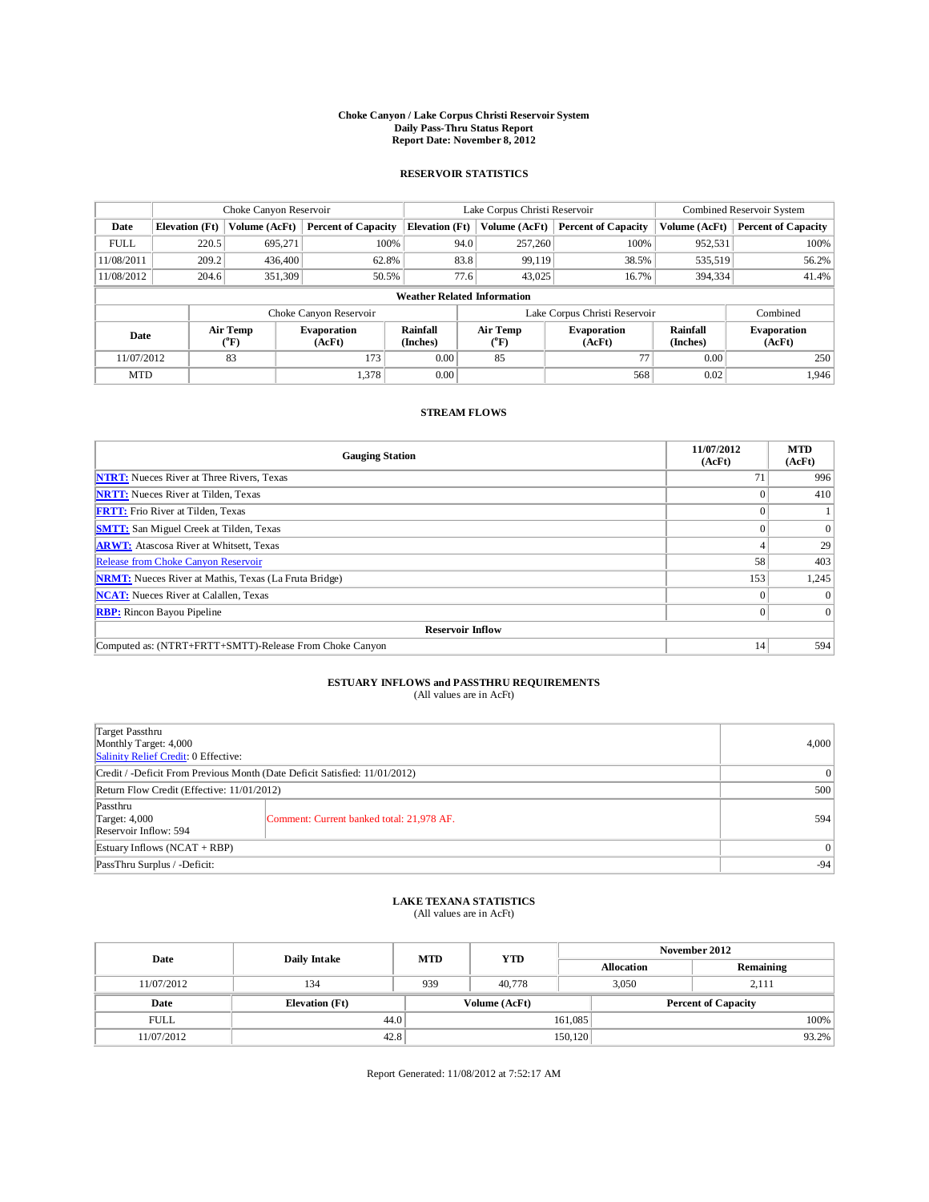# Choke Canyon / Lake Corpus Christi Reservoir System
## Daily Pass-Thru Status Report
### Report Date: November 8, 2012

## RESERVOIR STATISTICS

| | Choke Canyon Reservoir | | | Lake Corpus Christi Reservoir | | | Combined Reservoir System | |
|---|---|---|---|---|---|---|---|---|
| Date | Elevation (Ft) | Volume (AcFt) | Percent of Capacity | Elevation (Ft) | Volume (AcFt) | Percent of Capacity | Volume (AcFt) | Percent of Capacity |
| FULL | 220.5 | 695,271 | 100% | 94.0 | 257,260 | 100% | 952,531 | 100% |
| 11/08/2011 | 209.2 | 436,400 | 62.8% | 83.8 | 99,119 | 38.5% | 535,519 | 56.2% |
| 11/08/2012 | 204.6 | 351,309 | 50.5% | 77.6 | 43,025 | 16.7% | 394,334 | 41.4% |

**Weather Related Information**

| | Choke Canyon Reservoir | | | Lake Corpus Christi Reservoir | | | Combined |
|---|---|---|---|---|---|---|---|
| Date | Air Temp (°F) | Evaporation (AcFt) | Rainfall (Inches) | Air Temp (°F) | Evaporation (AcFt) | Rainfall (Inches) | Evaporation (AcFt) |
| 11/07/2012 | 83 | 173 | 0.00 | 85 | 77 | 0.00 | 250 |
| MTD | | 1,378 | 0.00 | | 568 | 0.02 | 1,946 |

## STREAM FLOWS

| Gauging Station | 11/07/2012 (AcFt) | MTD (AcFt) |
|---|---|---|
| NTRT: Nueces River at Three Rivers, Texas | 71 | 996 |
| NRTT: Nueces River at Tilden, Texas | 0 | 410 |
| FRTT: Frio River at Tilden, Texas | 0 | 1 |
| SMTT: San Miguel Creek at Tilden, Texas | 0 | 0 |
| ARWT: Atascosa River at Whitsett, Texas | 4 | 29 |
| Release from Choke Canyon Reservoir | 58 | 403 |
| NRMT: Nueces River at Mathis, Texas (La Fruta Bridge) | 153 | 1,245 |
| NCAT: Nueces River at Calallen, Texas | 0 | 0 |
| RBP: Rincon Bayou Pipeline | 0 | 0 |
| **Reservoir Inflow** | | |
| Computed as: (NTRT+FRTT+SMTT)-Release From Choke Canyon | 14 | 594 |

## ESTUARY INFLOWS and PASSTHRU REQUIREMENTS
(All values are in AcFt)

| | | |
|---|---|---|
| Target Passthru<br>Monthly Target: 4,000<br>Salinity Relief Credit: 0 Effective: | | 4,000 |
| Credit / -Deficit From Previous Month (Date Deficit Satisfied: 11/01/2012) | | 0 |
| Return Flow Credit (Effective: 11/01/2012) | | 500 |
| Passthru<br>Target: 4,000<br>Reservoir Inflow: 594 | Comment: Current banked total: 21,978 AF. | 594 |
| Estuary Inflows (NCAT + RBP) | | 0 |
| PassThru Surplus / -Deficit: | | -94 |

## LAKE TEXANA STATISTICS
(All values are in AcFt)

| Date | Daily Intake | MTD | YTD | November 2012 Allocation | November 2012 Remaining |
|---|---|---|---|---|---|
| 11/07/2012 | 134 | 939 | 40,778 | 3,050 | 2,111 |

| Date | Elevation (Ft) | Volume (AcFt) | Percent of Capacity |
|---|---|---|---|
| FULL | 44.0 | 161,085 | 100% |
| 11/07/2012 | 42.8 | 150,120 | 93.2% |

Report Generated: 11/08/2012 at 7:52:17 AM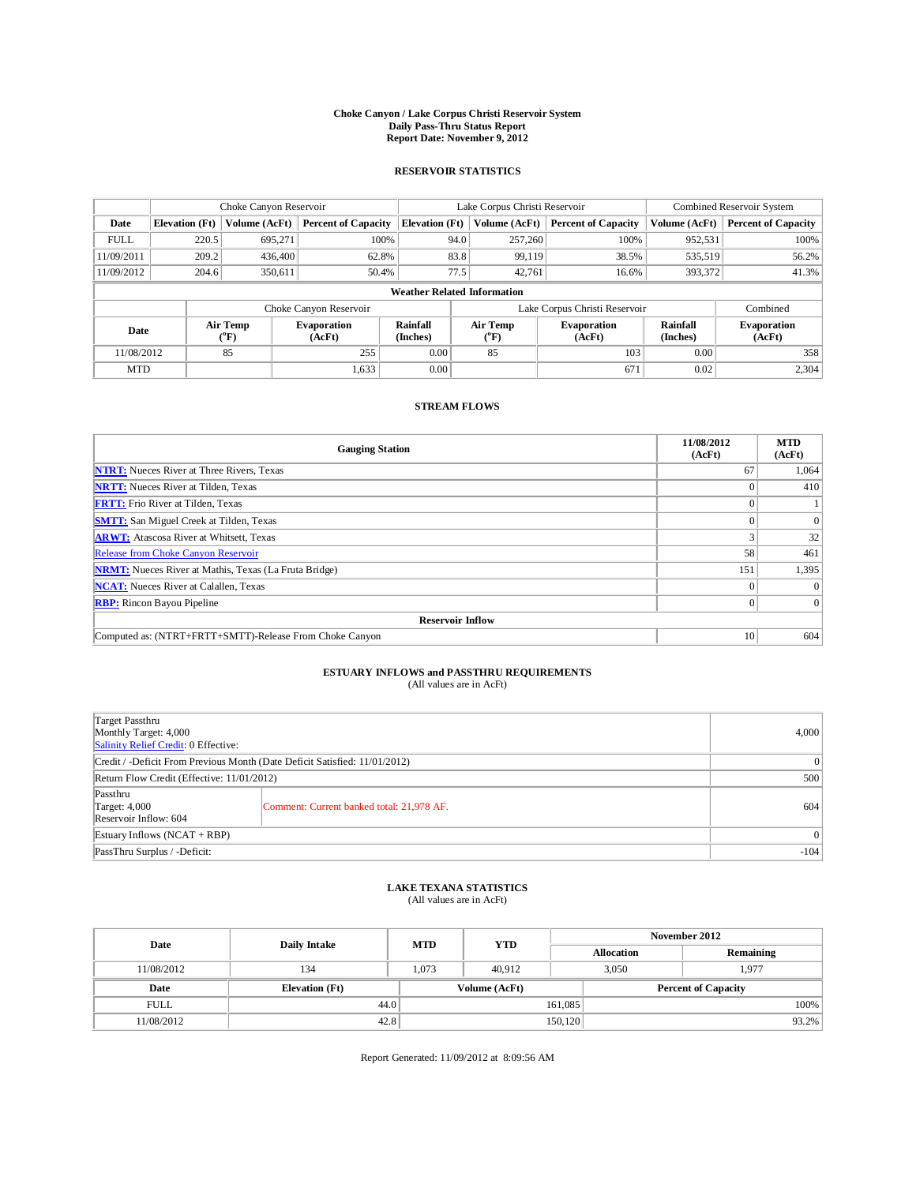# Choke Canyon / Lake Corpus Christi Reservoir System
## Daily Pass-Thru Status Report
## Report Date: November 9, 2012

### RESERVOIR STATISTICS

| | Choke Canyon Reservoir | | | Lake Corpus Christi Reservoir | | | Combined Reservoir System | |
|---|---|---|---|---|---|---|---|---|
| **Date** | **Elevation (Ft)** | **Volume (AcFt)** | **Percent of Capacity** | **Elevation (Ft)** | **Volume (AcFt)** | **Percent of Capacity** | **Volume (AcFt)** | **Percent of Capacity** |
| FULL | 220.5 | 695,271 | 100% | 94.0 | 257,260 | 100% | 952,531 | 100% |
| 11/09/2011 | 209.2 | 436,400 | 62.8% | 83.8 | 99,119 | 38.5% | 535,519 | 56.2% |
| 11/09/2012 | 204.6 | 350,611 | 50.4% | 77.5 | 42,761 | 16.6% | 393,372 | 41.3% |

**Weather Related Information**

| | Choke Canyon Reservoir | | | Lake Corpus Christi Reservoir | | | Combined |
|---|---|---|---|---|---|---|---|
| **Date** | **Air Temp (°F)** | **Evaporation (AcFt)** | **Rainfall (Inches)** | **Air Temp (°F)** | **Evaporation (AcFt)** | **Rainfall (Inches)** | **Evaporation (AcFt)** |
| 11/08/2012 | 85 | 255 | 0.00 | 85 | 103 | 0.00 | 358 |
| MTD | | 1,633 | 0.00 | | 671 | 0.02 | 2,304 |

### STREAM FLOWS

| Gauging Station | 11/08/2012 (AcFt) | MTD (AcFt) |
|---|---|---|
| NTRT: Nueces River at Three Rivers, Texas | 67 | 1,064 |
| NRTT: Nueces River at Tilden, Texas | 0 | 410 |
| FRTT: Frio River at Tilden, Texas | 0 | 1 |
| SMTT: San Miguel Creek at Tilden, Texas | 0 | 0 |
| ARWT: Atascosa River at Whitsett, Texas | 3 | 32 |
| Release from Choke Canyon Reservoir | 58 | 461 |
| NRMT: Nueces River at Mathis, Texas (La Fruta Bridge) | 151 | 1,395 |
| NCAT: Nueces River at Calallen, Texas | 0 | 0 |
| RBP: Rincon Bayou Pipeline | 0 | 0 |
| **Reservoir Inflow** | | |
| Computed as: (NTRT+FRTT+SMTT)-Release From Choke Canyon | 10 | 604 |

### ESTUARY INFLOWS and PASSTHRU REQUIREMENTS
(All values are in AcFt)

| | | |
|---|---|---|
| Target Passthru<br>Monthly Target: 4,000<br>Salinity Relief Credit: 0 Effective: | | 4,000 |
| Credit / -Deficit From Previous Month (Date Deficit Satisfied: 11/01/2012) | | 0 |
| Return Flow Credit (Effective: 11/01/2012) | | 500 |
| Passthru<br>Target: 4,000<br>Reservoir Inflow: 604 | Comment: Current banked total: 21,978 AF. | 604 |
| Estuary Inflows (NCAT + RBP) | | 0 |
| PassThru Surplus / -Deficit: | | -104 |

### LAKE TEXANA STATISTICS
(All values are in AcFt)

| Date | Daily Intake | MTD | YTD | November 2012 Allocation | November 2012 Remaining |
|---|---|---|---|---|---|
| 11/08/2012 | 134 | 1,073 | 40,912 | 3,050 | 1,977 |

| Date | Elevation (Ft) | Volume (AcFt) | Percent of Capacity |
|---|---|---|---|
| FULL | 44.0 | 161,085 | 100% |
| 11/08/2012 | 42.8 | 150,120 | 93.2% |

Report Generated: 11/09/2012 at 8:09:56 AM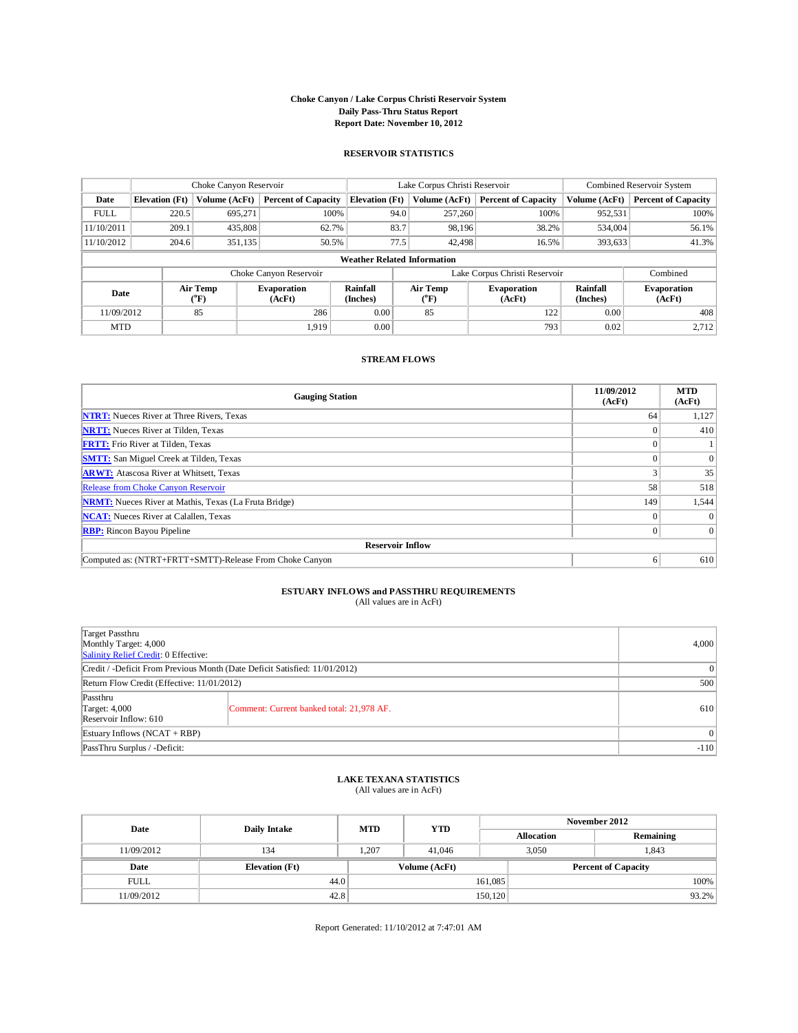# Choke Canyon / Lake Corpus Christi Reservoir System
## Daily Pass-Thru Status Report
## Report Date: November 10, 2012

### RESERVOIR STATISTICS

| | Choke Canyon Reservoir | | | Lake Corpus Christi Reservoir | | | Combined Reservoir System | |
|---|---|---|---|---|---|---|---|---|
| Date | Elevation (Ft) | Volume (AcFt) | Percent of Capacity | Elevation (Ft) | Volume (AcFt) | Percent of Capacity | Volume (AcFt) | Percent of Capacity |
| FULL | 220.5 | 695,271 | 100% | 94.0 | 257,260 | 100% | 952,531 | 100% |
| 11/10/2011 | 209.1 | 435,808 | 62.7% | 83.7 | 98,196 | 38.2% | 534,004 | 56.1% |
| 11/10/2012 | 204.6 | 351,135 | 50.5% | 77.5 | 42,498 | 16.5% | 393,633 | 41.3% |

**Weather Related Information**

| | Choke Canyon Reservoir | | | Lake Corpus Christi Reservoir | | | Combined |
|---|---|---|---|---|---|---|---|
| Date | Air Temp (°F) | Evaporation (AcFt) | Rainfall (Inches) | Air Temp (°F) | Evaporation (AcFt) | Rainfall (Inches) | Evaporation (AcFt) |
| 11/09/2012 | 85 | 286 | 0.00 | 85 | 122 | 0.00 | 408 |
| MTD | | 1,919 | 0.00 | | 793 | 0.02 | 2,712 |

### STREAM FLOWS

| Gauging Station | 11/09/2012 (AcFt) | MTD (AcFt) |
|---|---|---|
| NTRT: Nueces River at Three Rivers, Texas | 64 | 1,127 |
| NRTT: Nueces River at Tilden, Texas | 0 | 410 |
| FRTT: Frio River at Tilden, Texas | 0 | 1 |
| SMTT: San Miguel Creek at Tilden, Texas | 0 | 0 |
| ARWT: Atascosa River at Whitsett, Texas | 3 | 35 |
| Release from Choke Canyon Reservoir | 58 | 518 |
| NRMT: Nueces River at Mathis, Texas (La Fruta Bridge) | 149 | 1,544 |
| NCAT: Nueces River at Calallen, Texas | 0 | 0 |
| RBP: Rincon Bayou Pipeline | 0 | 0 |
| **Reservoir Inflow** | | |
| Computed as: (NTRT+FRTT+SMTT)-Release From Choke Canyon | 6 | 610 |

### ESTUARY INFLOWS and PASSTHRU REQUIREMENTS
(All values are in AcFt)

| | | |
|---|---|---|
| Target Passthru<br>Monthly Target: 4,000<br>Salinity Relief Credit: 0 Effective: | | 4,000 |
| Credit / -Deficit From Previous Month (Date Deficit Satisfied: 11/01/2012) | | 0 |
| Return Flow Credit (Effective: 11/01/2012) | | 500 |
| Passthru<br>Target: 4,000<br>Reservoir Inflow: 610 | Comment: Current banked total: 21,978 AF. | 610 |
| Estuary Inflows (NCAT + RBP) | | 0 |
| PassThru Surplus / -Deficit: | | -110 |

### LAKE TEXANA STATISTICS
(All values are in AcFt)

| Date | Daily Intake | MTD | YTD | November 2012 Allocation | November 2012 Remaining |
|---|---|---|---|---|---|
| 11/09/2012 | 134 | 1,207 | 41,046 | 3,050 | 1,843 |

| Date | Elevation (Ft) | Volume (AcFt) | Percent of Capacity |
|---|---|---|---|
| FULL | 44.0 | 161,085 | 100% |
| 11/09/2012 | 42.8 | 150,120 | 93.2% |

Report Generated: 11/10/2012 at 7:47:01 AM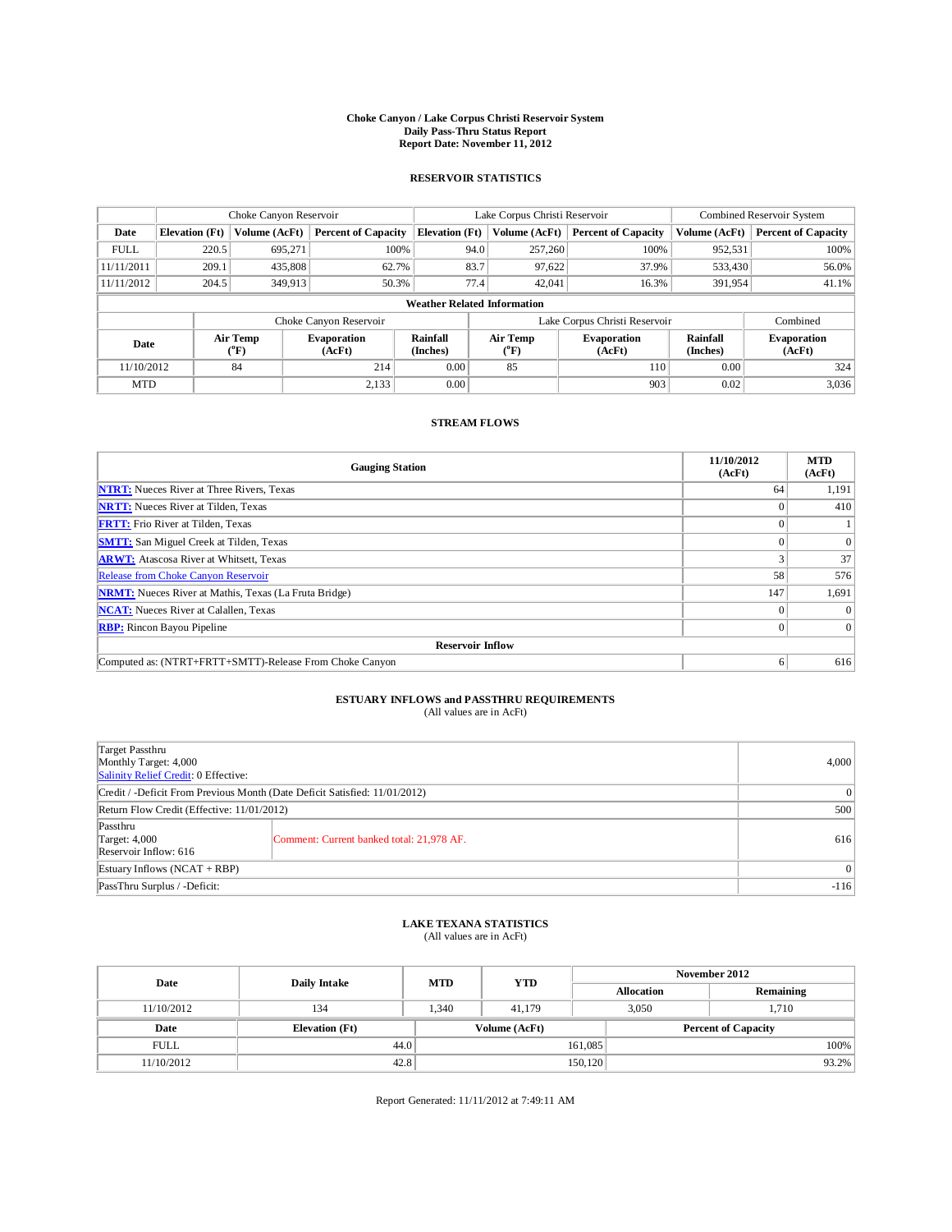# Choke Canyon / Lake Corpus Christi Reservoir System
## Daily Pass-Thru Status Report
## Report Date: November 11, 2012

### RESERVOIR STATISTICS

| | Choke Canyon Reservoir | | | Lake Corpus Christi Reservoir | | | Combined Reservoir System | |
|---|---|---|---|---|---|---|---|---|
| Date | Elevation (Ft) | Volume (AcFt) | Percent of Capacity | Elevation (Ft) | Volume (AcFt) | Percent of Capacity | Volume (AcFt) | Percent of Capacity |
| FULL | 220.5 | 695,271 | 100% | 94.0 | 257,260 | 100% | 952,531 | 100% |
| 11/11/2011 | 209.1 | 435,808 | 62.7% | 83.7 | 97,622 | 37.9% | 533,430 | 56.0% |
| 11/11/2012 | 204.5 | 349,913 | 50.3% | 77.4 | 42,041 | 16.3% | 391,954 | 41.1% |

**Weather Related Information**

| | Choke Canyon Reservoir | | | Lake Corpus Christi Reservoir | | | Combined |
|---|---|---|---|---|---|---|---|
| Date | Air Temp (°F) | Evaporation (AcFt) | Rainfall (Inches) | Air Temp (°F) | Evaporation (AcFt) | Rainfall (Inches) | Evaporation (AcFt) |
| 11/10/2012 | 84 | 214 | 0.00 | 85 | 110 | 0.00 | 324 |
| MTD | | 2,133 | 0.00 | | 903 | 0.02 | 3,036 |

### STREAM FLOWS

| Gauging Station | 11/10/2012 (AcFt) | MTD (AcFt) |
|---|---|---|
| NTRT: Nueces River at Three Rivers, Texas | 64 | 1,191 |
| NRTT: Nueces River at Tilden, Texas | 0 | 410 |
| FRTT: Frio River at Tilden, Texas | 0 | 1 |
| SMTT: San Miguel Creek at Tilden, Texas | 0 | 0 |
| ARWT: Atascosa River at Whitsett, Texas | 3 | 37 |
| Release from Choke Canyon Reservoir | 58 | 576 |
| NRMT: Nueces River at Mathis, Texas (La Fruta Bridge) | 147 | 1,691 |
| NCAT: Nueces River at Calallen, Texas | 0 | 0 |
| RBP: Rincon Bayou Pipeline | 0 | 0 |
| **Reservoir Inflow** | | |
| Computed as: (NTRT+FRTT+SMTT)-Release From Choke Canyon | 6 | 616 |

### ESTUARY INFLOWS and PASSTHRU REQUIREMENTS
(All values are in AcFt)

| | | |
|---|---|---|
| Target Passthru<br>Monthly Target: 4,000<br>Salinity Relief Credit: 0 Effective: | | 4,000 |
| Credit / -Deficit From Previous Month (Date Deficit Satisfied: 11/01/2012) | | 0 |
| Return Flow Credit (Effective: 11/01/2012) | | 500 |
| Passthru<br>Target: 4,000<br>Reservoir Inflow: 616 | Comment: Current banked total: 21,978 AF. | 616 |
| Estuary Inflows (NCAT + RBP) | | 0 |
| PassThru Surplus / -Deficit: | | -116 |

### LAKE TEXANA STATISTICS
(All values are in AcFt)

| Date | Daily Intake | MTD | YTD | November 2012 Allocation | Remaining |
|---|---|---|---|---|---|
| 11/10/2012 | 134 | 1,340 | 41,179 | 3,050 | 1,710 |

| Date | Elevation (Ft) | Volume (AcFt) | Percent of Capacity |
|---|---|---|---|
| FULL | 44.0 | 161,085 | 100% |
| 11/10/2012 | 42.8 | 150,120 | 93.2% |

Report Generated: 11/11/2012 at 7:49:11 AM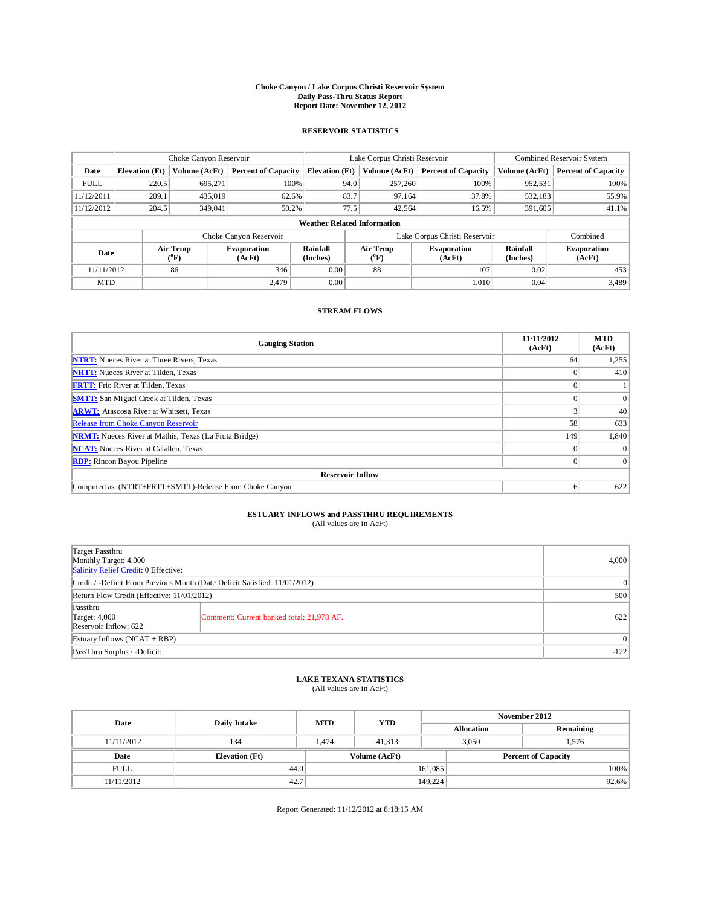# Choke Canyon / Lake Corpus Christi Reservoir System
## Daily Pass-Thru Status Report
### Report Date: November 12, 2012

## RESERVOIR STATISTICS

| | Choke Canyon Reservoir | | | Lake Corpus Christi Reservoir | | | Combined Reservoir System | |
|---|---|---|---|---|---|---|---|---|
| Date | Elevation (Ft) | Volume (AcFt) | Percent of Capacity | Elevation (Ft) | Volume (AcFt) | Percent of Capacity | Volume (AcFt) | Percent of Capacity |
| FULL | 220.5 | 695,271 | 100% | 94.0 | 257,260 | 100% | 952,531 | 100% |
| 11/12/2011 | 209.1 | 435,019 | 62.6% | 83.7 | 97,164 | 37.8% | 532,183 | 55.9% |
| 11/12/2012 | 204.5 | 349,041 | 50.2% | 77.5 | 42,564 | 16.5% | 391,605 | 41.1% |

**Weather Related Information**

| | Choke Canyon Reservoir | | | Lake Corpus Christi Reservoir | | | Combined |
|---|---|---|---|---|---|---|---|
| Date | Air Temp (°F) | Evaporation (AcFt) | Rainfall (Inches) | Air Temp (°F) | Evaporation (AcFt) | Rainfall (Inches) | Evaporation (AcFt) |
| 11/11/2012 | 86 | 346 | 0.00 | 88 | 107 | 0.02 | 453 |
| MTD | | 2,479 | 0.00 | | 1,010 | 0.04 | 3,489 |

## STREAM FLOWS

| Gauging Station | 11/11/2012 (AcFt) | MTD (AcFt) |
|---|---|---|
| NTRT: Nueces River at Three Rivers, Texas | 64 | 1,255 |
| NRTT: Nueces River at Tilden, Texas | 0 | 410 |
| FRTT: Frio River at Tilden, Texas | 0 | 1 |
| SMTT: San Miguel Creek at Tilden, Texas | 0 | 0 |
| ARWT: Atascosa River at Whitsett, Texas | 3 | 40 |
| Release from Choke Canyon Reservoir | 58 | 633 |
| NRMT: Nueces River at Mathis, Texas (La Fruta Bridge) | 149 | 1,840 |
| NCAT: Nueces River at Calallen, Texas | 0 | 0 |
| RBP: Rincon Bayou Pipeline | 0 | 0 |
| **Reservoir Inflow** | | |
| Computed as: (NTRT+FRTT+SMTT)-Release From Choke Canyon | 6 | 622 |

## ESTUARY INFLOWS and PASSTHRU REQUIREMENTS
(All values are in AcFt)

| | | |
|---|---|---|
| Target Passthru<br>Monthly Target: 4,000<br>Salinity Relief Credit: 0 Effective: | | 4,000 |
| Credit / -Deficit From Previous Month (Date Deficit Satisfied: 11/01/2012) | | 0 |
| Return Flow Credit (Effective: 11/01/2012) | | 500 |
| Passthru<br>Target: 4,000<br>Reservoir Inflow: 622 | Comment: Current banked total: 21,978 AF. | 622 |
| Estuary Inflows (NCAT + RBP) | | 0 |
| PassThru Surplus / -Deficit: | | -122 |

## LAKE TEXANA STATISTICS
(All values are in AcFt)

| Date | Daily Intake | MTD | YTD | November 2012 Allocation | November 2012 Remaining |
|---|---|---|---|---|---|
| 11/11/2012 | 134 | 1,474 | 41,313 | 3,050 | 1,576 |

| Date | Elevation (Ft) | Volume (AcFt) | Percent of Capacity |
|---|---|---|---|
| FULL | 44.0 | 161,085 | 100% |
| 11/11/2012 | 42.7 | 149,224 | 92.6% |

Report Generated: 11/12/2012 at 8:18:15 AM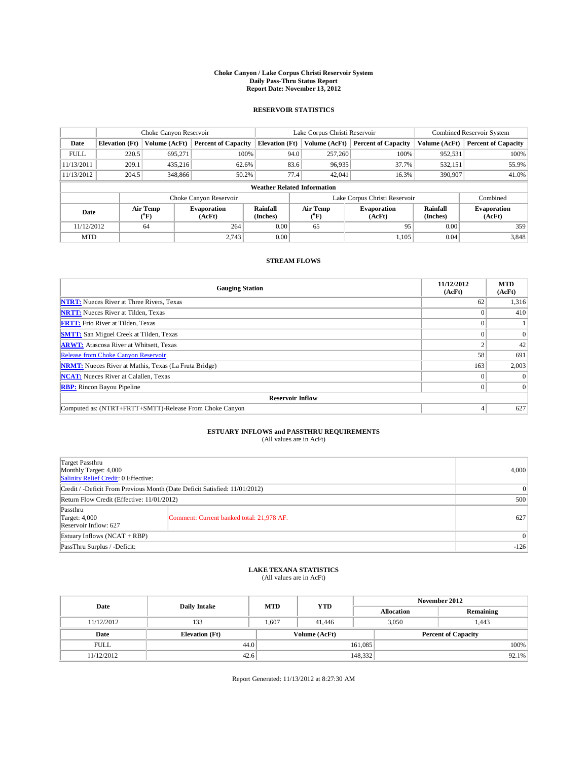# Choke Canyon / Lake Corpus Christi Reservoir System
## Daily Pass-Thru Status Report
### Report Date: November 13, 2012

## RESERVOIR STATISTICS

| | Choke Canyon Reservoir | | | Lake Corpus Christi Reservoir | | | Combined Reservoir System | |
|---|---|---|---|---|---|---|---|---|
| Date | Elevation (Ft) | Volume (AcFt) | Percent of Capacity | Elevation (Ft) | Volume (AcFt) | Percent of Capacity | Volume (AcFt) | Percent of Capacity |
| FULL | 220.5 | 695,271 | 100% | 94.0 | 257,260 | 100% | 952,531 | 100% |
| 11/13/2011 | 209.1 | 435,216 | 62.6% | 83.6 | 96,935 | 37.7% | 532,151 | 55.9% |
| 11/13/2012 | 204.5 | 348,866 | 50.2% | 77.4 | 42,041 | 16.3% | 390,907 | 41.0% |

**Weather Related Information**

| | Choke Canyon Reservoir | | | Lake Corpus Christi Reservoir | | | Combined |
|---|---|---|---|---|---|---|---|
| Date | Air Temp (°F) | Evaporation (AcFt) | Rainfall (Inches) | Air Temp (°F) | Evaporation (AcFt) | Rainfall (Inches) | Evaporation (AcFt) |
| 11/12/2012 | 64 | 264 | 0.00 | 65 | 95 | 0.00 | 359 |
| MTD | | 2,743 | 0.00 | | 1,105 | 0.04 | 3,848 |

## STREAM FLOWS

| Gauging Station | 11/12/2012 (AcFt) | MTD (AcFt) |
|---|---|---|
| NTRT: Nueces River at Three Rivers, Texas | 62 | 1,316 |
| NRTT: Nueces River at Tilden, Texas | 0 | 410 |
| FRTT: Frio River at Tilden, Texas | 0 | 1 |
| SMTT: San Miguel Creek at Tilden, Texas | 0 | 0 |
| ARWT: Atascosa River at Whitsett, Texas | 2 | 42 |
| Release from Choke Canyon Reservoir | 58 | 691 |
| NRMT: Nueces River at Mathis, Texas (La Fruta Bridge) | 163 | 2,003 |
| NCAT: Nueces River at Calallen, Texas | 0 | 0 |
| RBP: Rincon Bayou Pipeline | 0 | 0 |
| **Reservoir Inflow** | | |
| Computed as: (NTRT+FRTT+SMTT)-Release From Choke Canyon | 4 | 627 |

## ESTUARY INFLOWS and PASSTHRU REQUIREMENTS
(All values are in AcFt)

| | | |
|---|---|---|
| Target Passthru<br>Monthly Target: 4,000<br>Salinity Relief Credit: 0 Effective: | | 4,000 |
| Credit / -Deficit From Previous Month (Date Deficit Satisfied: 11/01/2012) | | 0 |
| Return Flow Credit (Effective: 11/01/2012) | | 500 |
| Passthru<br>Target: 4,000<br>Reservoir Inflow: 627 | Comment: Current banked total: 21,978 AF. | 627 |
| Estuary Inflows (NCAT + RBP) | | 0 |
| PassThru Surplus / -Deficit: | | -126 |

## LAKE TEXANA STATISTICS
(All values are in AcFt)

| Date | Daily Intake | MTD | YTD | November 2012 Allocation | November 2012 Remaining |
|---|---|---|---|---|---|
| 11/12/2012 | 133 | 1,607 | 41,446 | 3,050 | 1,443 |

| Date | Elevation (Ft) | Volume (AcFt) | Percent of Capacity |
|---|---|---|---|
| FULL | 44.0 | 161,085 | 100% |
| 11/12/2012 | 42.6 | 148,332 | 92.1% |

Report Generated: 11/13/2012 at 8:27:30 AM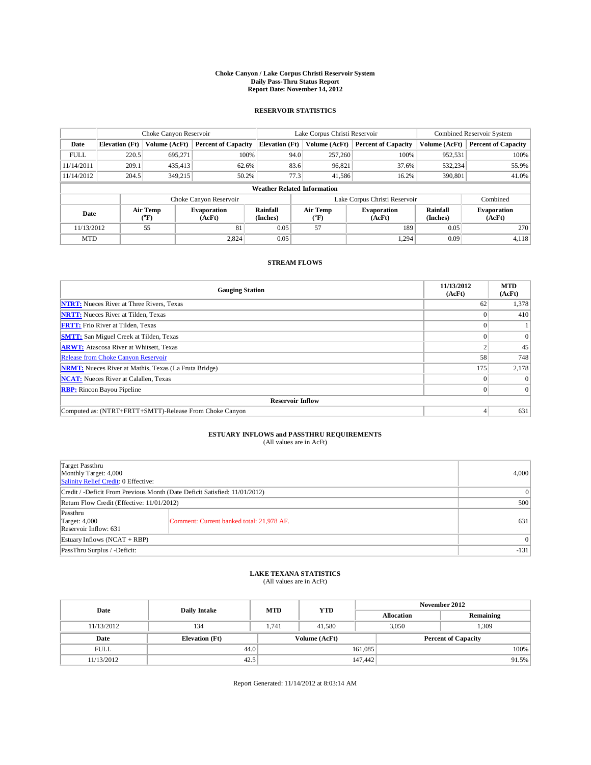# Choke Canyon / Lake Corpus Christi Reservoir System
## Daily Pass-Thru Status Report
### Report Date: November 14, 2012

## RESERVOIR STATISTICS

| | Choke Canyon Reservoir | | | Lake Corpus Christi Reservoir | | | Combined Reservoir System | |
|---|---|---|---|---|---|---|---|---|
| Date | Elevation (Ft) | Volume (AcFt) | Percent of Capacity | Elevation (Ft) | Volume (AcFt) | Percent of Capacity | Volume (AcFt) | Percent of Capacity |
| FULL | 220.5 | 695,271 | 100% | 94.0 | 257,260 | 100% | 952,531 | 100% |
| 11/14/2011 | 209.1 | 435,413 | 62.6% | 83.6 | 96,821 | 37.6% | 532,234 | 55.9% |
| 11/14/2012 | 204.5 | 349,215 | 50.2% | 77.3 | 41,586 | 16.2% | 390,801 | 41.0% |

**Weather Related Information**

| | Choke Canyon Reservoir | | | Lake Corpus Christi Reservoir | | | Combined |
|---|---|---|---|---|---|---|---|
| Date | Air Temp (°F) | Evaporation (AcFt) | Rainfall (Inches) | Air Temp (°F) | Evaporation (AcFt) | Rainfall (Inches) | Evaporation (AcFt) |
| 11/13/2012 | 55 | 81 | 0.05 | 57 | 189 | 0.05 | 270 |
| MTD | | 2,824 | 0.05 | | 1,294 | 0.09 | 4,118 |

## STREAM FLOWS

| Gauging Station | 11/13/2012 (AcFt) | MTD (AcFt) |
|---|---|---|
| NTRT: Nueces River at Three Rivers, Texas | 62 | 1,378 |
| NRTT: Nueces River at Tilden, Texas | 0 | 410 |
| FRTT: Frio River at Tilden, Texas | 0 | 1 |
| SMTT: San Miguel Creek at Tilden, Texas | 0 | 0 |
| ARWT: Atascosa River at Whitsett, Texas | 2 | 45 |
| Release from Choke Canyon Reservoir | 58 | 748 |
| NRMT: Nueces River at Mathis, Texas (La Fruta Bridge) | 175 | 2,178 |
| NCAT: Nueces River at Calallen, Texas | 0 | 0 |
| RBP: Rincon Bayou Pipeline | 0 | 0 |
| **Reservoir Inflow** | | |
| Computed as: (NTRT+FRTT+SMTT)-Release From Choke Canyon | 4 | 631 |

## ESTUARY INFLOWS and PASSTHRU REQUIREMENTS
(All values are in AcFt)

| | | |
|---|---|---|
| Target Passthru<br>Monthly Target: 4,000<br>Salinity Relief Credit: 0 Effective: | | 4,000 |
| Credit / -Deficit From Previous Month (Date Deficit Satisfied: 11/01/2012) | | 0 |
| Return Flow Credit (Effective: 11/01/2012) | | 500 |
| Passthru<br>Target: 4,000<br>Reservoir Inflow: 631 | Comment: Current banked total: 21,978 AF. | 631 |
| Estuary Inflows (NCAT + RBP) | | 0 |
| PassThru Surplus / -Deficit: | | -131 |

## LAKE TEXANA STATISTICS
(All values are in AcFt)

| Date | Daily Intake | MTD | YTD | November 2012 Allocation | November 2012 Remaining |
|---|---|---|---|---|---|
| 11/13/2012 | 134 | 1,741 | 41,580 | 3,050 | 1,309 |

| Date | Elevation (Ft) | Volume (AcFt) | Percent of Capacity |
|---|---|---|---|
| FULL | 44.0 | 161,085 | 100% |
| 11/13/2012 | 42.5 | 147,442 | 91.5% |

Report Generated: 11/14/2012 at 8:03:14 AM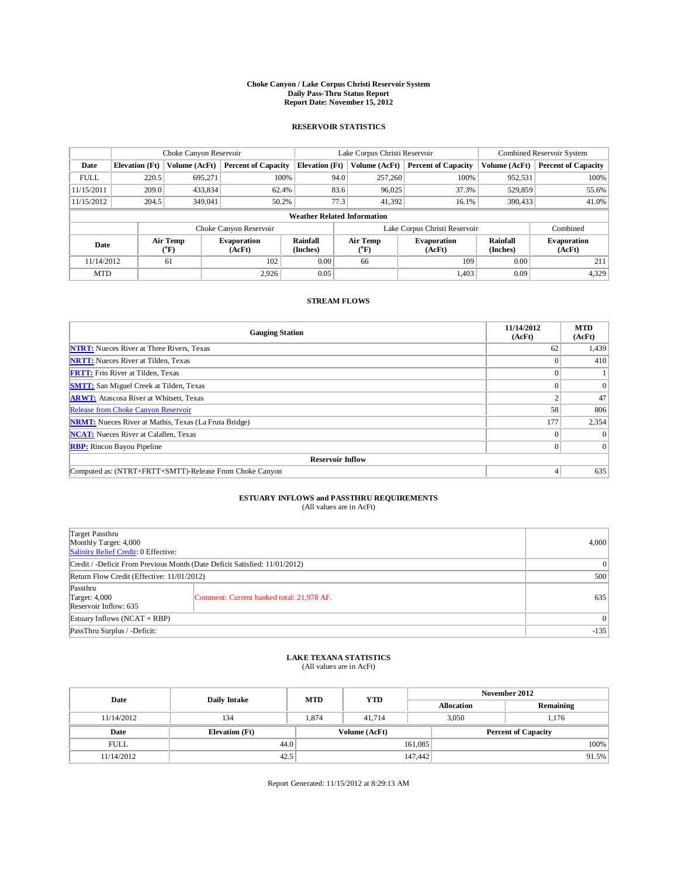**Choke Canyon / Lake Corpus Christi Reservoir System**
**Daily Pass-Thru Status Report**
**Report Date: November 15, 2012**

## RESERVOIR STATISTICS

| | Choke Canyon Reservoir | | | Lake Corpus Christi Reservoir | | | Combined Reservoir System | |
|---|---|---|---|---|---|---|---|---|
| **Date** | **Elevation (Ft)** | **Volume (AcFt)** | **Percent of Capacity** | **Elevation (Ft)** | **Volume (AcFt)** | **Percent of Capacity** | **Volume (AcFt)** | **Percent of Capacity** |
| FULL | 220.5 | 695,271 | 100% | 94.0 | 257,260 | 100% | 952,531 | 100% |
| 11/15/2011 | 209.0 | 433,834 | 62.4% | 83.6 | 96,025 | 37.3% | 529,859 | 55.6% |
| 11/15/2012 | 204.5 | 349,041 | 50.2% | 77.3 | 41,392 | 16.1% | 390,433 | 41.0% |

**Weather Related Information**

| | Choke Canyon Reservoir | | | Lake Corpus Christi Reservoir | | | Combined |
|---|---|---|---|---|---|---|---|
| **Date** | **Air Temp (°F)** | **Evaporation (AcFt)** | **Rainfall (Inches)** | **Air Temp (°F)** | **Evaporation (AcFt)** | **Rainfall (Inches)** | **Evaporation (AcFt)** |
| 11/14/2012 | 61 | 102 | 0.00 | 66 | 109 | 0.00 | 211 |
| MTD | | 2,926 | 0.05 | | 1,403 | 0.09 | 4,329 |

## STREAM FLOWS

| Gauging Station | 11/14/2012 (AcFt) | MTD (AcFt) |
|---|---|---|
| **NTRT:** Nueces River at Three Rivers, Texas | 62 | 1,439 |
| **NRTT:** Nueces River at Tilden, Texas | 0 | 410 |
| **FRTT:** Frio River at Tilden, Texas | 0 | 1 |
| **SMTT:** San Miguel Creek at Tilden, Texas | 0 | 0 |
| **ARWT:** Atascosa River at Whitsett, Texas | 2 | 47 |
| Release from Choke Canyon Reservoir | 58 | 806 |
| **NRMT:** Nueces River at Mathis, Texas (La Fruta Bridge) | 177 | 2,354 |
| **NCAT:** Nueces River at Calallen, Texas | 0 | 0 |
| **RBP:** Rincon Bayou Pipeline | 0 | 0 |
| **Reservoir Inflow** | | |
| Computed as: (NTRT+FRTT+SMTT)-Release From Choke Canyon | 4 | 635 |

## ESTUARY INFLOWS and PASSTHRU REQUIREMENTS
(All values are in AcFt)

| | | |
|---|---|---|
| Target Passthru<br>Monthly Target: 4,000<br>Salinity Relief Credit: 0 Effective: | | 4,000 |
| Credit / -Deficit From Previous Month (Date Deficit Satisfied: 11/01/2012) | | 0 |
| Return Flow Credit (Effective: 11/01/2012) | | 500 |
| Passthru<br>Target: 4,000<br>Reservoir Inflow: 635 | Comment: Current banked total: 21,978 AF. | 635 |
| Estuary Inflows (NCAT + RBP) | | 0 |
| PassThru Surplus / -Deficit: | | -135 |

## LAKE TEXANA STATISTICS
(All values are in AcFt)

| Date | Daily Intake | MTD | YTD | November 2012 Allocation | November 2012 Remaining |
|---|---|---|---|---|---|
| 11/14/2012 | 134 | 1,874 | 41,714 | 3,050 | 1,176 |

| Date | Elevation (Ft) | Volume (AcFt) | Percent of Capacity |
|---|---|---|---|
| FULL | 44.0 | 161,085 | 100% |
| 11/14/2012 | 42.5 | 147,442 | 91.5% |

Report Generated: 11/15/2012 at 8:29:13 AM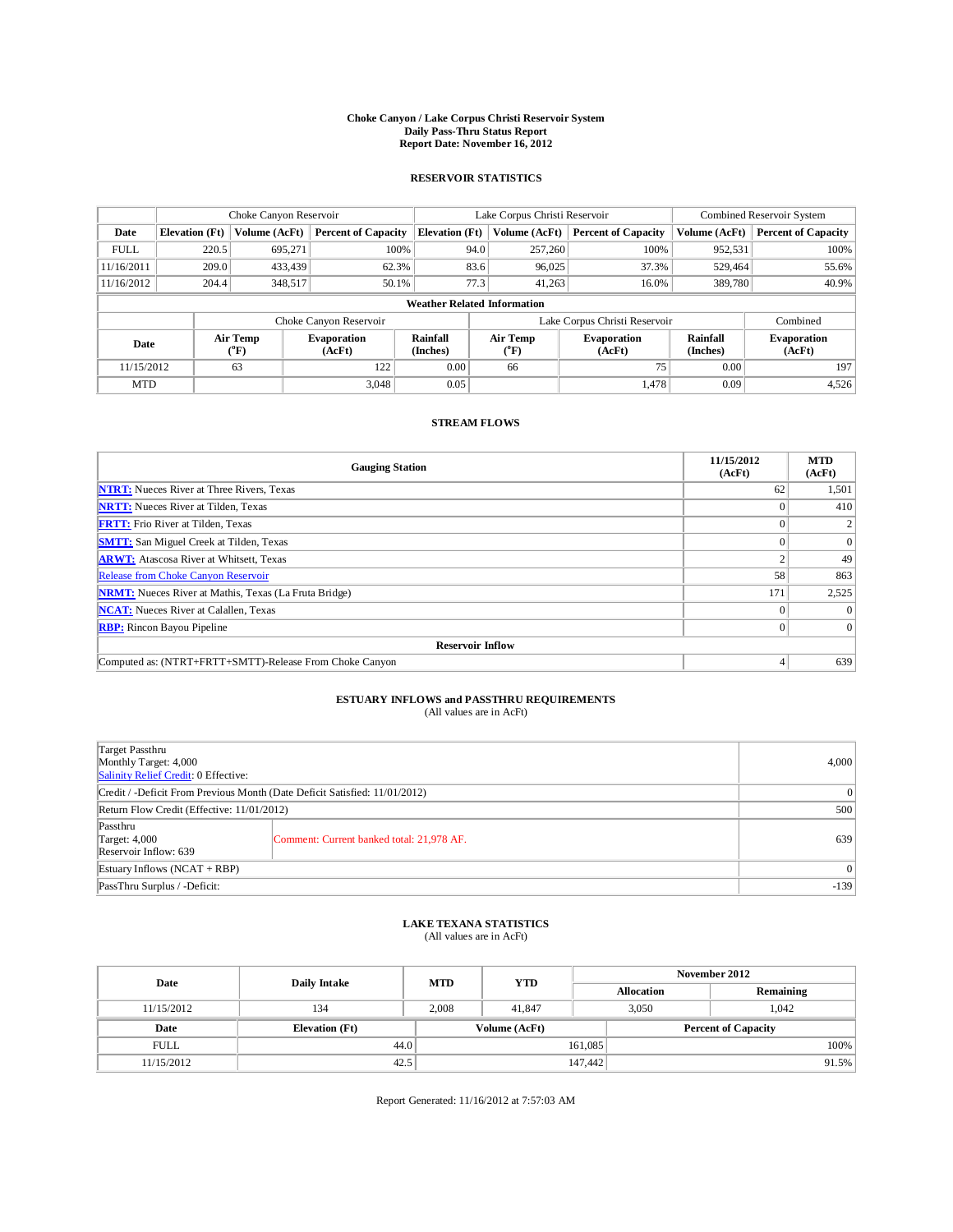# Choke Canyon / Lake Corpus Christi Reservoir System
## Daily Pass-Thru Status Report
## Report Date: November 16, 2012

### RESERVOIR STATISTICS

| | Choke Canyon Reservoir | | | Lake Corpus Christi Reservoir | | | Combined Reservoir System | |
|---|---|---|---|---|---|---|---|---|
| **Date** | **Elevation (Ft)** | **Volume (AcFt)** | **Percent of Capacity** | **Elevation (Ft)** | **Volume (AcFt)** | **Percent of Capacity** | **Volume (AcFt)** | **Percent of Capacity** |
| FULL | 220.5 | 695,271 | 100% | 94.0 | 257,260 | 100% | 952,531 | 100% |
| 11/16/2011 | 209.0 | 433,439 | 62.3% | 83.6 | 96,025 | 37.3% | 529,464 | 55.6% |
| 11/16/2012 | 204.4 | 348,517 | 50.1% | 77.3 | 41,263 | 16.0% | 389,780 | 40.9% |

**Weather Related Information**

| | Choke Canyon Reservoir | | | Lake Corpus Christi Reservoir | | | Combined |
|---|---|---|---|---|---|---|---|
| **Date** | **Air Temp (°F)** | **Evaporation (AcFt)** | **Rainfall (Inches)** | **Air Temp (°F)** | **Evaporation (AcFt)** | **Rainfall (Inches)** | **Evaporation (AcFt)** |
| 11/15/2012 | 63 | 122 | 0.00 | 66 | 75 | 0.00 | 197 |
| MTD | | 3,048 | 0.05 | | 1,478 | 0.09 | 4,526 |

### STREAM FLOWS

| Gauging Station | 11/15/2012 (AcFt) | MTD (AcFt) |
|---|---|---|
| NTRT: Nueces River at Three Rivers, Texas | 62 | 1,501 |
| NRTT: Nueces River at Tilden, Texas | 0 | 410 |
| FRTT: Frio River at Tilden, Texas | 0 | 2 |
| SMTT: San Miguel Creek at Tilden, Texas | 0 | 0 |
| ARWT: Atascosa River at Whitsett, Texas | 2 | 49 |
| Release from Choke Canyon Reservoir | 58 | 863 |
| NRMT: Nueces River at Mathis, Texas (La Fruta Bridge) | 171 | 2,525 |
| NCAT: Nueces River at Calallen, Texas | 0 | 0 |
| RBP: Rincon Bayou Pipeline | 0 | 0 |
| **Reservoir Inflow** | | |
| Computed as: (NTRT+FRTT+SMTT)-Release From Choke Canyon | 4 | 639 |

### ESTUARY INFLOWS and PASSTHRU REQUIREMENTS
(All values are in AcFt)

| | | |
|---|---|---|
| Target Passthru<br>Monthly Target: 4,000<br>Salinity Relief Credit: 0 Effective: | | 4,000 |
| Credit / -Deficit From Previous Month (Date Deficit Satisfied: 11/01/2012) | | 0 |
| Return Flow Credit (Effective: 11/01/2012) | | 500 |
| Passthru<br>Target: 4,000<br>Reservoir Inflow: 639 | Comment: Current banked total: 21,978 AF. | 639 |
| Estuary Inflows (NCAT + RBP) | | 0 |
| PassThru Surplus / -Deficit: | | -139 |

### LAKE TEXANA STATISTICS
(All values are in AcFt)

| Date | Daily Intake | MTD | YTD | November 2012 Allocation | November 2012 Remaining |
|---|---|---|---|---|---|
| 11/15/2012 | 134 | 2,008 | 41,847 | 3,050 | 1,042 |

| Date | Elevation (Ft) | Volume (AcFt) | Percent of Capacity |
|---|---|---|---|
| FULL | 44.0 | 161,085 | 100% |
| 11/15/2012 | 42.5 | 147,442 | 91.5% |

Report Generated: 11/16/2012 at 7:57:03 AM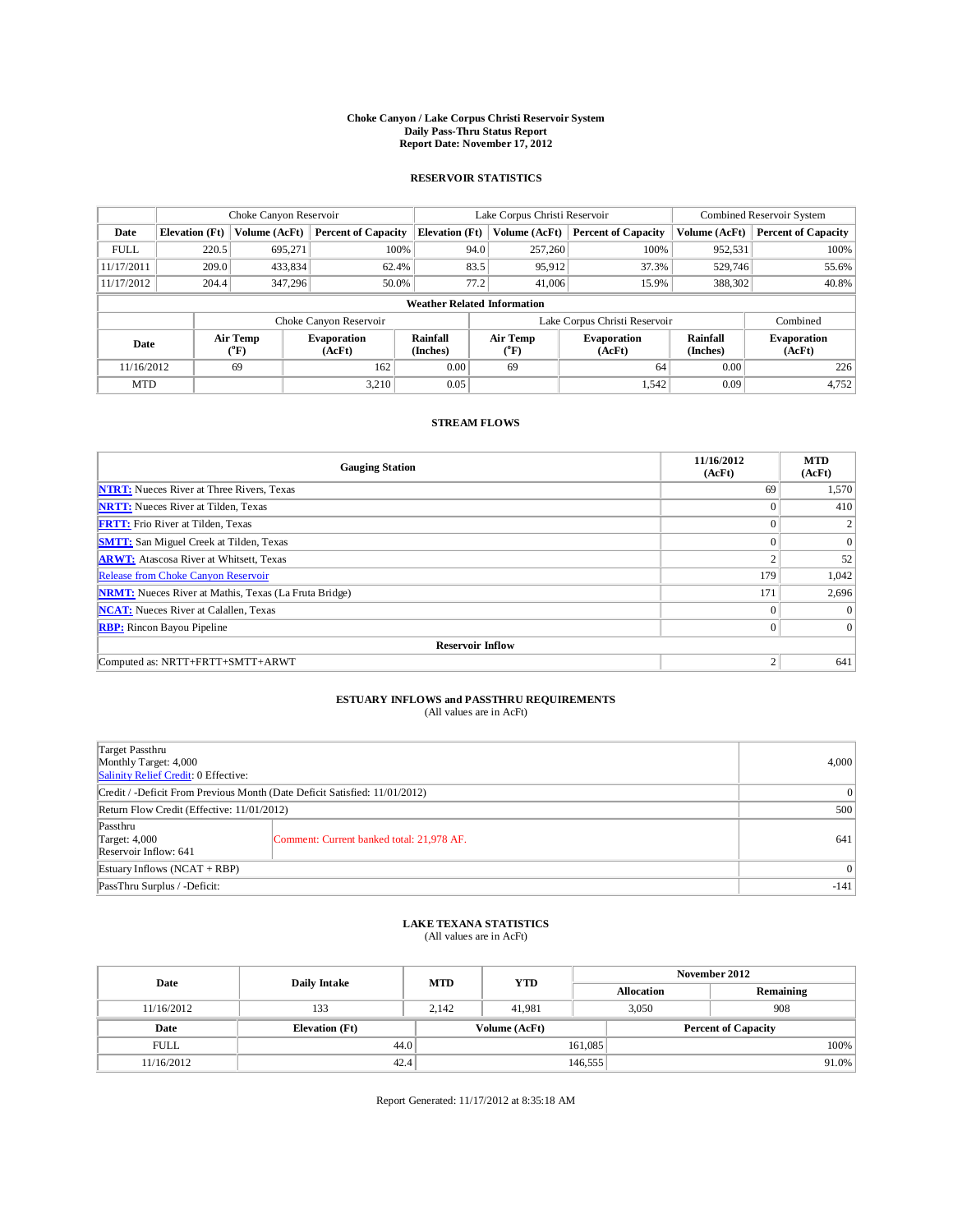# Choke Canyon / Lake Corpus Christi Reservoir System
## Daily Pass-Thru Status Report
### Report Date: November 17, 2012

## RESERVOIR STATISTICS

| | Choke Canyon Reservoir | | | Lake Corpus Christi Reservoir | | | Combined Reservoir System | |
|---|---|---|---|---|---|---|---|---|
| Date | Elevation (Ft) | Volume (AcFt) | Percent of Capacity | Elevation (Ft) | Volume (AcFt) | Percent of Capacity | Volume (AcFt) | Percent of Capacity |
| FULL | 220.5 | 695,271 | 100% | 94.0 | 257,260 | 100% | 952,531 | 100% |
| 11/17/2011 | 209.0 | 433,834 | 62.4% | 83.5 | 95,912 | 37.3% | 529,746 | 55.6% |
| 11/17/2012 | 204.4 | 347,296 | 50.0% | 77.2 | 41,006 | 15.9% | 388,302 | 40.8% |

**Weather Related Information**

| | Choke Canyon Reservoir | | | Lake Corpus Christi Reservoir | | | Combined |
|---|---|---|---|---|---|---|---|
| Date | Air Temp (°F) | Evaporation (AcFt) | Rainfall (Inches) | Air Temp (°F) | Evaporation (AcFt) | Rainfall (Inches) | Evaporation (AcFt) |
| 11/16/2012 | 69 | 162 | 0.00 | 69 | 64 | 0.00 | 226 |
| MTD | | 3,210 | 0.05 | | 1,542 | 0.09 | 4,752 |

## STREAM FLOWS

| Gauging Station | 11/16/2012 (AcFt) | MTD (AcFt) |
|---|---|---|
| NTRT: Nueces River at Three Rivers, Texas | 69 | 1,570 |
| NRTT: Nueces River at Tilden, Texas | 0 | 410 |
| FRTT: Frio River at Tilden, Texas | 0 | 2 |
| SMTT: San Miguel Creek at Tilden, Texas | 0 | 0 |
| ARWT: Atascosa River at Whitsett, Texas | 2 | 52 |
| Release from Choke Canyon Reservoir | 179 | 1,042 |
| NRMT: Nueces River at Mathis, Texas (La Fruta Bridge) | 171 | 2,696 |
| NCAT: Nueces River at Calallen, Texas | 0 | 0 |
| RBP: Rincon Bayou Pipeline | 0 | 0 |
| **Reservoir Inflow** | | |
| Computed as: NRTT+FRTT+SMTT+ARWT | 2 | 641 |

## ESTUARY INFLOWS and PASSTHRU REQUIREMENTS
(All values are in AcFt)

| | | |
|---|---|---|
| Target Passthru<br>Monthly Target: 4,000<br>Salinity Relief Credit: 0 Effective: | | 4,000 |
| Credit / -Deficit From Previous Month (Date Deficit Satisfied: 11/01/2012) | | 0 |
| Return Flow Credit (Effective: 11/01/2012) | | 500 |
| Passthru<br>Target: 4,000<br>Reservoir Inflow: 641 | Comment: Current banked total: 21,978 AF. | 641 |
| Estuary Inflows (NCAT + RBP) | | 0 |
| PassThru Surplus / -Deficit: | | -141 |

## LAKE TEXANA STATISTICS
(All values are in AcFt)

| Date | Daily Intake | MTD | YTD | November 2012 Allocation | November 2012 Remaining |
|---|---|---|---|---|---|
| 11/16/2012 | 133 | 2,142 | 41,981 | 3,050 | 908 |

| Date | Elevation (Ft) | Volume (AcFt) | Percent of Capacity |
|---|---|---|---|
| FULL | 44.0 | 161,085 | 100% |
| 11/16/2012 | 42.4 | 146,555 | 91.0% |

Report Generated: 11/17/2012 at 8:35:18 AM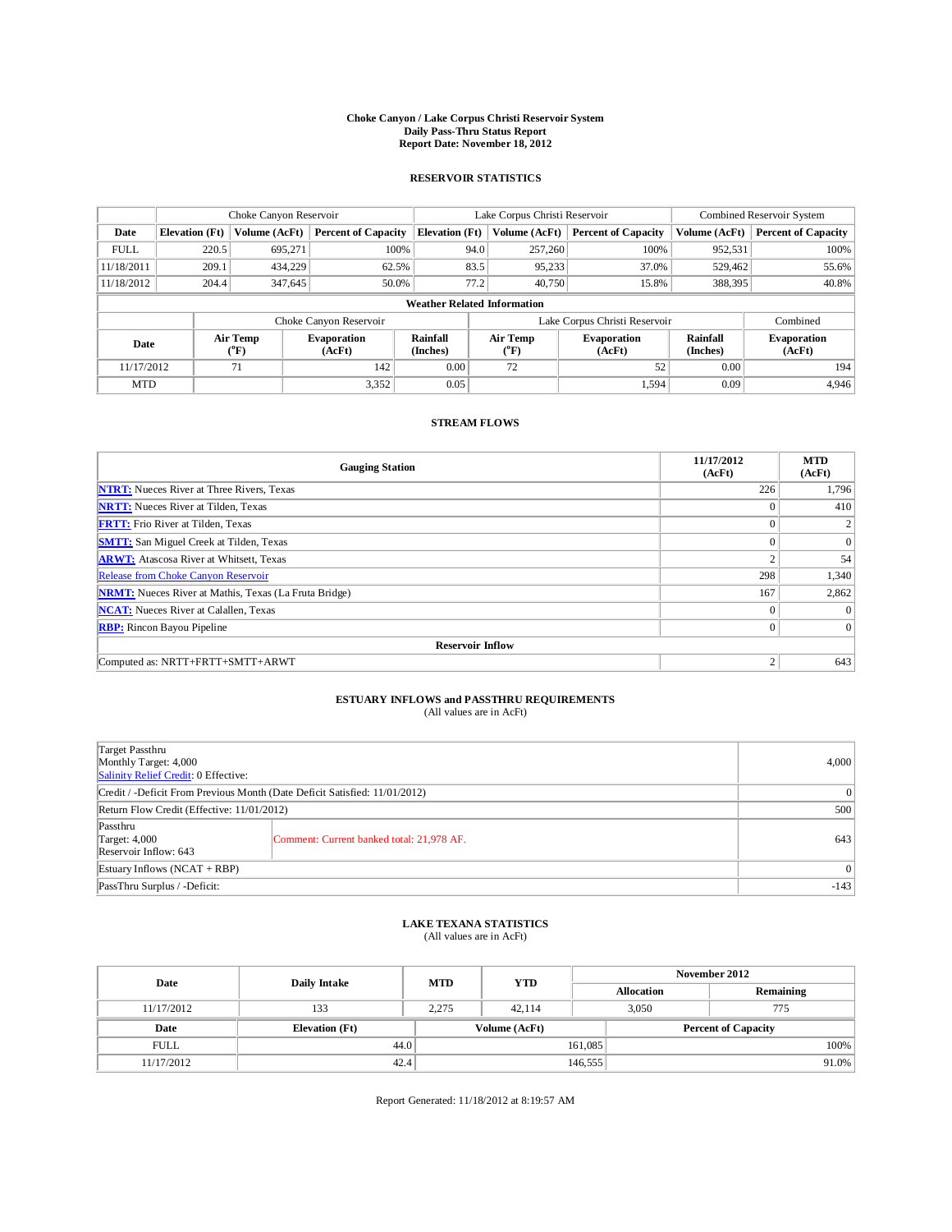**Choke Canyon / Lake Corpus Christi Reservoir System**
**Daily Pass-Thru Status Report**
**Report Date: November 18, 2012**

## RESERVOIR STATISTICS

| | Choke Canyon Reservoir | | | Lake Corpus Christi Reservoir | | | Combined Reservoir System | |
|---|---|---|---|---|---|---|---|---|
| **Date** | **Elevation (Ft)** | **Volume (AcFt)** | **Percent of Capacity** | **Elevation (Ft)** | **Volume (AcFt)** | **Percent of Capacity** | **Volume (AcFt)** | **Percent of Capacity** |
| FULL | 220.5 | 695,271 | 100% | 94.0 | 257,260 | 100% | 952,531 | 100% |
| 11/18/2011 | 209.1 | 434,229 | 62.5% | 83.5 | 95,233 | 37.0% | 529,462 | 55.6% |
| 11/18/2012 | 204.4 | 347,645 | 50.0% | 77.2 | 40,750 | 15.8% | 388,395 | 40.8% |

**Weather Related Information**

| | Choke Canyon Reservoir | | | Lake Corpus Christi Reservoir | | | Combined |
|---|---|---|---|---|---|---|---|
| **Date** | **Air Temp (°F)** | **Evaporation (AcFt)** | **Rainfall (Inches)** | **Air Temp (°F)** | **Evaporation (AcFt)** | **Rainfall (Inches)** | **Evaporation (AcFt)** |
| 11/17/2012 | 71 | 142 | 0.00 | 72 | 52 | 0.00 | 194 |
| MTD | | 3,352 | 0.05 | | 1,594 | 0.09 | 4,946 |

## STREAM FLOWS

| Gauging Station | 11/17/2012 (AcFt) | MTD (AcFt) |
|---|---|---|
| NTRT: Nueces River at Three Rivers, Texas | 226 | 1,796 |
| NRTT: Nueces River at Tilden, Texas | 0 | 410 |
| FRTT: Frio River at Tilden, Texas | 0 | 2 |
| SMTT: San Miguel Creek at Tilden, Texas | 0 | 0 |
| ARWT: Atascosa River at Whitsett, Texas | 2 | 54 |
| Release from Choke Canyon Reservoir | 298 | 1,340 |
| NRMT: Nueces River at Mathis, Texas (La Fruta Bridge) | 167 | 2,862 |
| NCAT: Nueces River at Calallen, Texas | 0 | 0 |
| RBP: Rincon Bayou Pipeline | 0 | 0 |
| **Reservoir Inflow** | | |
| Computed as: NRTT+FRTT+SMTT+ARWT | 2 | 643 |

## ESTUARY INFLOWS and PASSTHRU REQUIREMENTS
(All values are in AcFt)

| | | |
|---|---|---|
| Target Passthru<br>Monthly Target: 4,000<br>Salinity Relief Credit: 0 Effective: | | 4,000 |
| Credit / -Deficit From Previous Month (Date Deficit Satisfied: 11/01/2012) | | 0 |
| Return Flow Credit (Effective: 11/01/2012) | | 500 |
| Passthru<br>Target: 4,000<br>Reservoir Inflow: 643 | Comment: Current banked total: 21,978 AF. | 643 |
| Estuary Inflows (NCAT + RBP) | | 0 |
| PassThru Surplus / -Deficit: | | -143 |

## LAKE TEXANA STATISTICS
(All values are in AcFt)

| Date | Daily Intake | MTD | YTD | November 2012 Allocation | November 2012 Remaining |
|---|---|---|---|---|---|
| 11/17/2012 | 133 | 2,275 | 42,114 | 3,050 | 775 |

| Date | Elevation (Ft) | Volume (AcFt) | Percent of Capacity |
|---|---|---|---|
| FULL | 44.0 | 161,085 | 100% |
| 11/17/2012 | 42.4 | 146,555 | 91.0% |

Report Generated: 11/18/2012 at 8:19:57 AM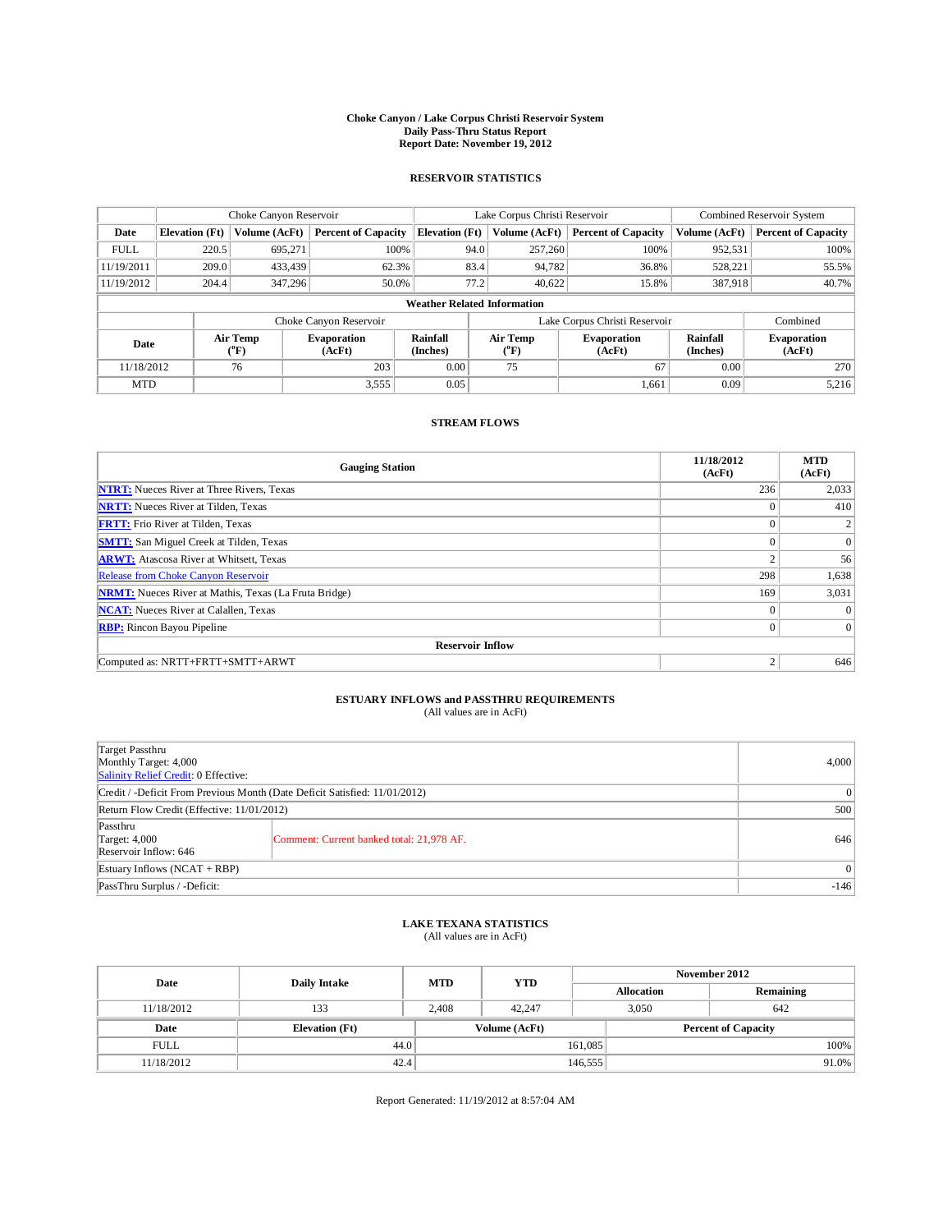# Choke Canyon / Lake Corpus Christi Reservoir System
## Daily Pass-Thru Status Report
## Report Date: November 19, 2012

### RESERVOIR STATISTICS

| | Choke Canyon Reservoir | | | Lake Corpus Christi Reservoir | | | Combined Reservoir System | |
|---|---|---|---|---|---|---|---|---|
| Date | Elevation (Ft) | Volume (AcFt) | Percent of Capacity | Elevation (Ft) | Volume (AcFt) | Percent of Capacity | Volume (AcFt) | Percent of Capacity |
| FULL | 220.5 | 695,271 | 100% | 94.0 | 257,260 | 100% | 952,531 | 100% |
| 11/19/2011 | 209.0 | 433,439 | 62.3% | 83.4 | 94,782 | 36.8% | 528,221 | 55.5% |
| 11/19/2012 | 204.4 | 347,296 | 50.0% | 77.2 | 40,622 | 15.8% | 387,918 | 40.7% |

**Weather Related Information**

| | Choke Canyon Reservoir | | | Lake Corpus Christi Reservoir | | | Combined |
|---|---|---|---|---|---|---|---|
| Date | Air Temp (°F) | Evaporation (AcFt) | Rainfall (Inches) | Air Temp (°F) | Evaporation (AcFt) | Rainfall (Inches) | Evaporation (AcFt) |
| 11/18/2012 | 76 | 203 | 0.00 | 75 | 67 | 0.00 | 270 |
| MTD | | 3,555 | 0.05 | | 1,661 | 0.09 | 5,216 |

### STREAM FLOWS

| Gauging Station | 11/18/2012 (AcFt) | MTD (AcFt) |
|---|---|---|
| **NTRT:** Nueces River at Three Rivers, Texas | 236 | 2,033 |
| **NRTT:** Nueces River at Tilden, Texas | 0 | 410 |
| **FRTT:** Frio River at Tilden, Texas | 0 | 2 |
| **SMTT:** San Miguel Creek at Tilden, Texas | 0 | 0 |
| **ARWT:** Atascosa River at Whitsett, Texas | 2 | 56 |
| Release from Choke Canyon Reservoir | 298 | 1,638 |
| **NRMT:** Nueces River at Mathis, Texas (La Fruta Bridge) | 169 | 3,031 |
| **NCAT:** Nueces River at Calallen, Texas | 0 | 0 |
| **RBP:** Rincon Bayou Pipeline | 0 | 0 |
| **Reservoir Inflow** | | |
| Computed as: NRTT+FRTT+SMTT+ARWT | 2 | 646 |

### ESTUARY INFLOWS and PASSTHRU REQUIREMENTS
(All values are in AcFt)

| | | |
|---|---|---|
| Target Passthru<br>Monthly Target: 4,000<br>Salinity Relief Credit: 0 Effective: | | 4,000 |
| Credit / -Deficit From Previous Month (Date Deficit Satisfied: 11/01/2012) | | 0 |
| Return Flow Credit (Effective: 11/01/2012) | | 500 |
| Passthru<br>Target: 4,000<br>Reservoir Inflow: 646 | Comment: Current banked total: 21,978 AF. | 646 |
| Estuary Inflows (NCAT + RBP) | | 0 |
| PassThru Surplus / -Deficit: | | -146 |

### LAKE TEXANA STATISTICS
(All values are in AcFt)

| Date | Daily Intake | MTD | YTD | November 2012 Allocation | November 2012 Remaining |
|---|---|---|---|---|---|
| 11/18/2012 | 133 | 2,408 | 42,247 | 3,050 | 642 |

| Date | Elevation (Ft) | Volume (AcFt) | Percent of Capacity |
|---|---|---|---|
| FULL | 44.0 | 161,085 | 100% |
| 11/18/2012 | 42.4 | 146,555 | 91.0% |

Report Generated: 11/19/2012 at 8:57:04 AM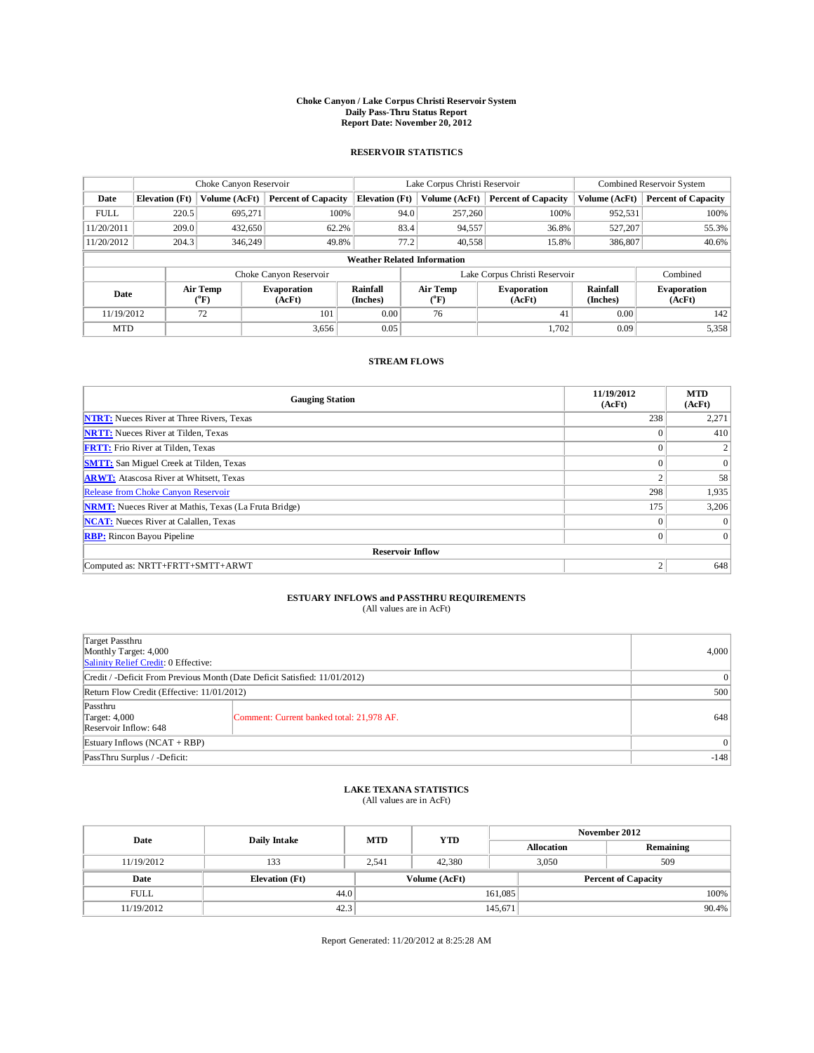# Choke Canyon / Lake Corpus Christi Reservoir System
## Daily Pass-Thru Status Report
## Report Date: November 20, 2012

### RESERVOIR STATISTICS

| | Choke Canyon Reservoir | | | Lake Corpus Christi Reservoir | | | Combined Reservoir System | |
|---|---|---|---|---|---|---|---|---|
| Date | Elevation (Ft) | Volume (AcFt) | Percent of Capacity | Elevation (Ft) | Volume (AcFt) | Percent of Capacity | Volume (AcFt) | Percent of Capacity |
| FULL | 220.5 | 695,271 | 100% | 94.0 | 257,260 | 100% | 952,531 | 100% |
| 11/20/2011 | 209.0 | 432,650 | 62.2% | 83.4 | 94,557 | 36.8% | 527,207 | 55.3% |
| 11/20/2012 | 204.3 | 346,249 | 49.8% | 77.2 | 40,558 | 15.8% | 386,807 | 40.6% |

**Weather Related Information**

| | Choke Canyon Reservoir | | | Lake Corpus Christi Reservoir | | | Combined |
|---|---|---|---|---|---|---|---|
| Date | Air Temp (°F) | Evaporation (AcFt) | Rainfall (Inches) | Air Temp (°F) | Evaporation (AcFt) | Rainfall (Inches) | Evaporation (AcFt) |
| 11/19/2012 | 72 | 101 | 0.00 | 76 | 41 | 0.00 | 142 |
| MTD | | 3,656 | 0.05 | | 1,702 | 0.09 | 5,358 |

### STREAM FLOWS

| Gauging Station | 11/19/2012 (AcFt) | MTD (AcFt) |
|---|---|---|
| NTRT: Nueces River at Three Rivers, Texas | 238 | 2,271 |
| NRTT: Nueces River at Tilden, Texas | 0 | 410 |
| FRTT: Frio River at Tilden, Texas | 0 | 2 |
| SMTT: San Miguel Creek at Tilden, Texas | 0 | 0 |
| ARWT: Atascosa River at Whitsett, Texas | 2 | 58 |
| Release from Choke Canyon Reservoir | 298 | 1,935 |
| NRMT: Nueces River at Mathis, Texas (La Fruta Bridge) | 175 | 3,206 |
| NCAT: Nueces River at Calallen, Texas | 0 | 0 |
| RBP: Rincon Bayou Pipeline | 0 | 0 |
| **Reservoir Inflow** | | |
| Computed as: NRTT+FRTT+SMTT+ARWT | 2 | 648 |

### ESTUARY INFLOWS and PASSTHRU REQUIREMENTS
(All values are in AcFt)

| | | |
|---|---|---|
| Target Passthru<br>Monthly Target: 4,000<br>Salinity Relief Credit: 0 Effective: | | 4,000 |
| Credit / -Deficit From Previous Month (Date Deficit Satisfied: 11/01/2012) | | 0 |
| Return Flow Credit (Effective: 11/01/2012) | | 500 |
| Passthru<br>Target: 4,000<br>Reservoir Inflow: 648 | Comment: Current banked total: 21,978 AF. | 648 |
| Estuary Inflows (NCAT + RBP) | | 0 |
| PassThru Surplus / -Deficit: | | -148 |

### LAKE TEXANA STATISTICS
(All values are in AcFt)

| Date | Daily Intake | MTD | YTD | November 2012 Allocation | November 2012 Remaining |
|---|---|---|---|---|---|
| 11/19/2012 | 133 | 2,541 | 42,380 | 3,050 | 509 |

| Date | Elevation (Ft) | Volume (AcFt) | Percent of Capacity |
|---|---|---|---|
| FULL | 44.0 | 161,085 | 100% |
| 11/19/2012 | 42.3 | 145,671 | 90.4% |

Report Generated: 11/20/2012 at 8:25:28 AM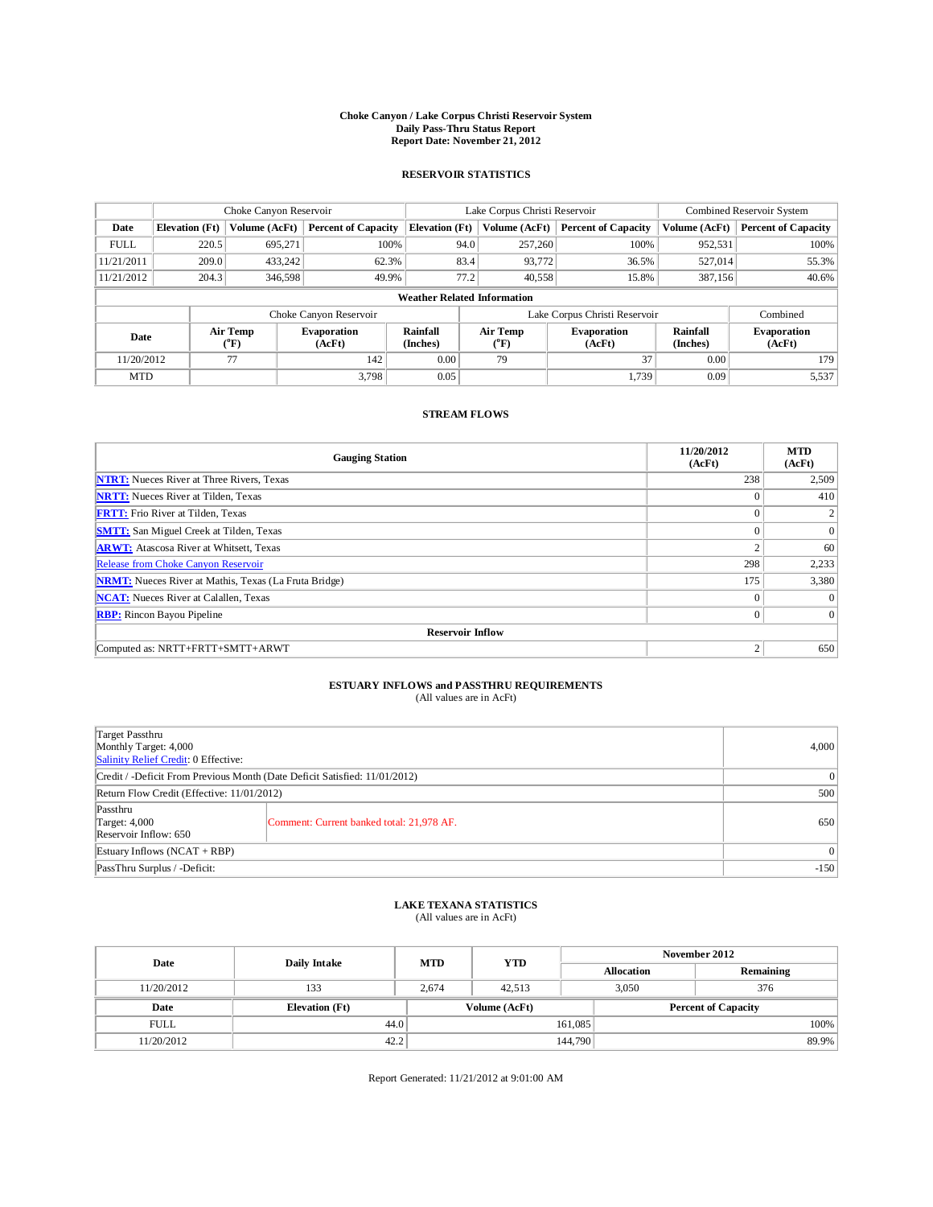# Choke Canyon / Lake Corpus Christi Reservoir System
## Daily Pass-Thru Status Report
## Report Date: November 21, 2012

### RESERVOIR STATISTICS

| | Choke Canyon Reservoir | | | Lake Corpus Christi Reservoir | | | Combined Reservoir System | |
|---|---|---|---|---|---|---|---|---|
| Date | Elevation (Ft) | Volume (AcFt) | Percent of Capacity | Elevation (Ft) | Volume (AcFt) | Percent of Capacity | Volume (AcFt) | Percent of Capacity |
| FULL | 220.5 | 695,271 | 100% | 94.0 | 257,260 | 100% | 952,531 | 100% |
| 11/21/2011 | 209.0 | 433,242 | 62.3% | 83.4 | 93,772 | 36.5% | 527,014 | 55.3% |
| 11/21/2012 | 204.3 | 346,598 | 49.9% | 77.2 | 40,558 | 15.8% | 387,156 | 40.6% |

**Weather Related Information**

| | Choke Canyon Reservoir | | | Lake Corpus Christi Reservoir | | | Combined |
|---|---|---|---|---|---|---|---|
| Date | Air Temp (°F) | Evaporation (AcFt) | Rainfall (Inches) | Air Temp (°F) | Evaporation (AcFt) | Rainfall (Inches) | Evaporation (AcFt) |
| 11/20/2012 | 77 | 142 | 0.00 | 79 | 37 | 0.00 | 179 |
| MTD | | 3,798 | 0.05 | | 1,739 | 0.09 | 5,537 |

### STREAM FLOWS

| Gauging Station | 11/20/2012 (AcFt) | MTD (AcFt) |
|---|---|---|
| NTRT: Nueces River at Three Rivers, Texas | 238 | 2,509 |
| NRTT: Nueces River at Tilden, Texas | 0 | 410 |
| FRTT: Frio River at Tilden, Texas | 0 | 2 |
| SMTT: San Miguel Creek at Tilden, Texas | 0 | 0 |
| ARWT: Atascosa River at Whitsett, Texas | 2 | 60 |
| Release from Choke Canyon Reservoir | 298 | 2,233 |
| NRMT: Nueces River at Mathis, Texas (La Fruta Bridge) | 175 | 3,380 |
| NCAT: Nueces River at Calallen, Texas | 0 | 0 |
| RBP: Rincon Bayou Pipeline | 0 | 0 |
| **Reservoir Inflow** | | |
| Computed as: NRTT+FRTT+SMTT+ARWT | 2 | 650 |

### ESTUARY INFLOWS and PASSTHRU REQUIREMENTS
(All values are in AcFt)

| Item | | Value |
|---|---|---|
| Target Passthru<br>Monthly Target: 4,000<br>Salinity Relief Credit: 0 Effective: | | 4,000 |
| Credit / -Deficit From Previous Month (Date Deficit Satisfied: 11/01/2012) | | 0 |
| Return Flow Credit (Effective: 11/01/2012) | | 500 |
| Passthru<br>Target: 4,000<br>Reservoir Inflow: 650 | Comment: Current banked total: 21,978 AF. | 650 |
| Estuary Inflows (NCAT + RBP) | | 0 |
| PassThru Surplus / -Deficit: | | -150 |

### LAKE TEXANA STATISTICS
(All values are in AcFt)

| Date | Daily Intake | MTD | YTD | November 2012 Allocation | November 2012 Remaining |
|---|---|---|---|---|---|
| 11/20/2012 | 133 | 2,674 | 42,513 | 3,050 | 376 |

| Date | Elevation (Ft) | Volume (AcFt) | Percent of Capacity |
|---|---|---|---|
| FULL | 44.0 | 161,085 | 100% |
| 11/20/2012 | 42.2 | 144,790 | 89.9% |

Report Generated: 11/21/2012 at 9:01:00 AM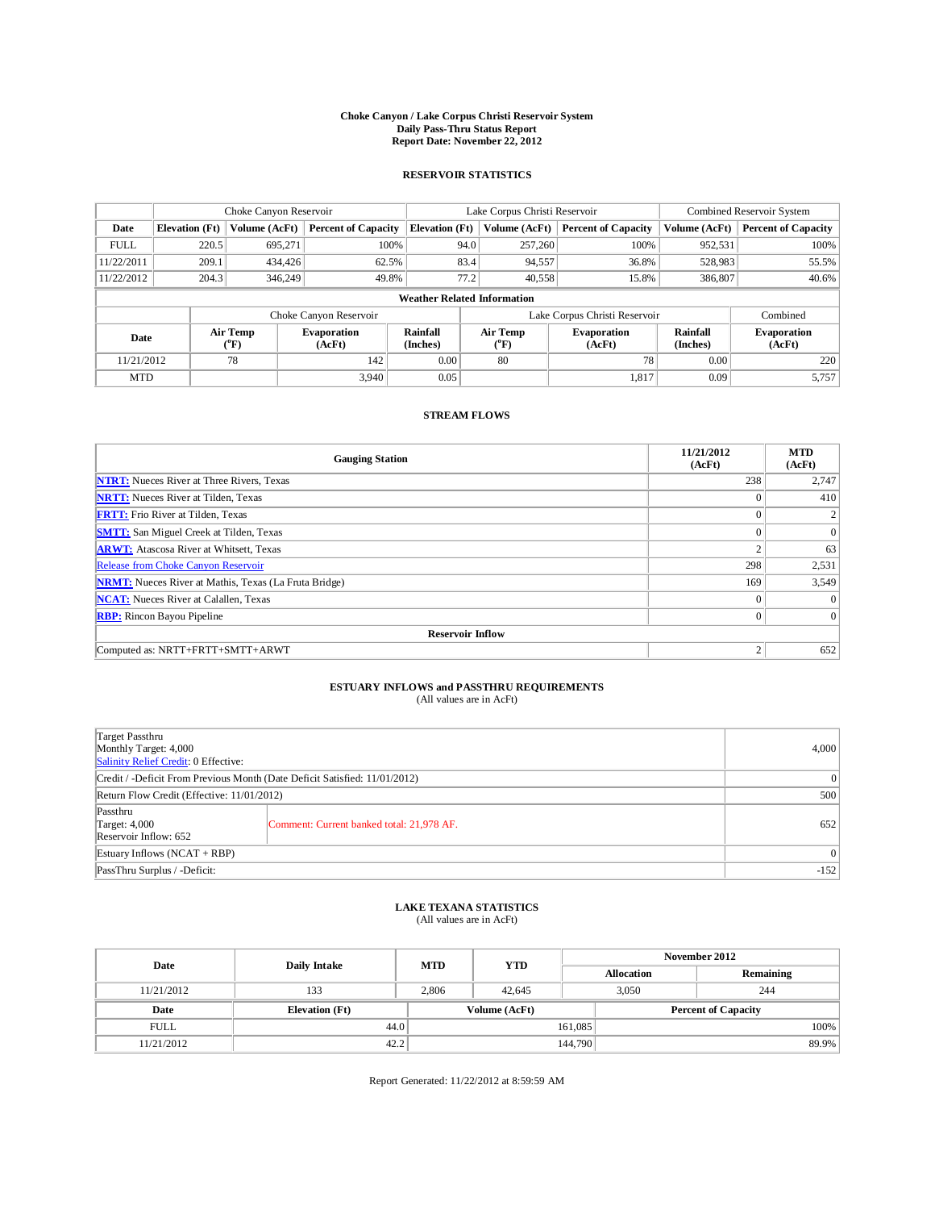# Choke Canyon / Lake Corpus Christi Reservoir System
## Daily Pass-Thru Status Report
## Report Date: November 22, 2012

### RESERVOIR STATISTICS

| | Choke Canyon Reservoir | | | Lake Corpus Christi Reservoir | | | Combined Reservoir System | |
|---|---|---|---|---|---|---|---|---|
| Date | Elevation (Ft) | Volume (AcFt) | Percent of Capacity | Elevation (Ft) | Volume (AcFt) | Percent of Capacity | Volume (AcFt) | Percent of Capacity |
| FULL | 220.5 | 695,271 | 100% | 94.0 | 257,260 | 100% | 952,531 | 100% |
| 11/22/2011 | 209.1 | 434,426 | 62.5% | 83.4 | 94,557 | 36.8% | 528,983 | 55.5% |
| 11/22/2012 | 204.3 | 346,249 | 49.8% | 77.2 | 40,558 | 15.8% | 386,807 | 40.6% |

**Weather Related Information**

| | Choke Canyon Reservoir | | | Lake Corpus Christi Reservoir | | | Combined |
|---|---|---|---|---|---|---|---|
| Date | Air Temp (°F) | Evaporation (AcFt) | Rainfall (Inches) | Air Temp (°F) | Evaporation (AcFt) | Rainfall (Inches) | Evaporation (AcFt) |
| 11/21/2012 | 78 | 142 | 0.00 | 80 | 78 | 0.00 | 220 |
| MTD | | 3,940 | 0.05 | | 1,817 | 0.09 | 5,757 |

### STREAM FLOWS

| Gauging Station | 11/21/2012 (AcFt) | MTD (AcFt) |
|---|---|---|
| NTRT: Nueces River at Three Rivers, Texas | 238 | 2,747 |
| NRTT: Nueces River at Tilden, Texas | 0 | 410 |
| FRTT: Frio River at Tilden, Texas | 0 | 2 |
| SMTT: San Miguel Creek at Tilden, Texas | 0 | 0 |
| ARWT: Atascosa River at Whitsett, Texas | 2 | 63 |
| Release from Choke Canyon Reservoir | 298 | 2,531 |
| NRMT: Nueces River at Mathis, Texas (La Fruta Bridge) | 169 | 3,549 |
| NCAT: Nueces River at Calallen, Texas | 0 | 0 |
| RBP: Rincon Bayou Pipeline | 0 | 0 |
| **Reservoir Inflow** | | |
| Computed as: NRTT+FRTT+SMTT+ARWT | 2 | 652 |

### ESTUARY INFLOWS and PASSTHRU REQUIREMENTS
(All values are in AcFt)

| | | |
|---|---|---|
| Target Passthru<br>Monthly Target: 4,000<br>Salinity Relief Credit: 0 Effective: | | 4,000 |
| Credit / -Deficit From Previous Month (Date Deficit Satisfied: 11/01/2012) | | 0 |
| Return Flow Credit (Effective: 11/01/2012) | | 500 |
| Passthru<br>Target: 4,000<br>Reservoir Inflow: 652 | Comment: Current banked total: 21,978 AF. | 652 |
| Estuary Inflows (NCAT + RBP) | | 0 |
| PassThru Surplus / -Deficit: | | -152 |

### LAKE TEXANA STATISTICS
(All values are in AcFt)

| Date | Daily Intake | MTD | YTD | November 2012 Allocation | November 2012 Remaining |
|---|---|---|---|---|---|
| 11/21/2012 | 133 | 2,806 | 42,645 | 3,050 | 244 |

| Date | Elevation (Ft) | Volume (AcFt) | Percent of Capacity |
|---|---|---|---|
| FULL | 44.0 | 161,085 | 100% |
| 11/21/2012 | 42.2 | 144,790 | 89.9% |

Report Generated: 11/22/2012 at 8:59:59 AM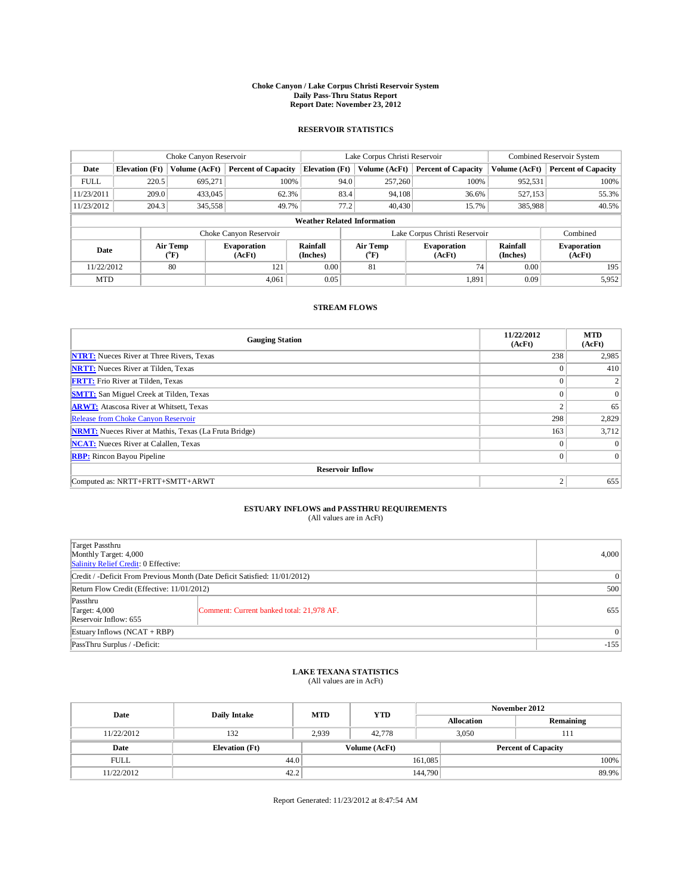**Choke Canyon / Lake Corpus Christi Reservoir System**
**Daily Pass-Thru Status Report**
**Report Date: November 23, 2012**

## RESERVOIR STATISTICS

| | Choke Canyon Reservoir | | | Lake Corpus Christi Reservoir | | | Combined Reservoir System | |
|---|---|---|---|---|---|---|---|---|
| **Date** | **Elevation (Ft)** | **Volume (AcFt)** | **Percent of Capacity** | **Elevation (Ft)** | **Volume (AcFt)** | **Percent of Capacity** | **Volume (AcFt)** | **Percent of Capacity** |
| FULL | 220.5 | 695,271 | 100% | 94.0 | 257,260 | 100% | 952,531 | 100% |
| 11/23/2011 | 209.0 | 433,045 | 62.3% | 83.4 | 94,108 | 36.6% | 527,153 | 55.3% |
| 11/23/2012 | 204.3 | 345,558 | 49.7% | 77.2 | 40,430 | 15.7% | 385,988 | 40.5% |

**Weather Related Information**

| | Choke Canyon Reservoir | | | Lake Corpus Christi Reservoir | | | Combined |
|---|---|---|---|---|---|---|---|
| **Date** | **Air Temp (°F)** | **Evaporation (AcFt)** | **Rainfall (Inches)** | **Air Temp (°F)** | **Evaporation (AcFt)** | **Rainfall (Inches)** | **Evaporation (AcFt)** |
| 11/22/2012 | 80 | 121 | 0.00 | 81 | 74 | 0.00 | 195 |
| MTD | | 4,061 | 0.05 | | 1,891 | 0.09 | 5,952 |

## STREAM FLOWS

| Gauging Station | 11/22/2012 (AcFt) | MTD (AcFt) |
|---|---|---|
| NTRT: Nueces River at Three Rivers, Texas | 238 | 2,985 |
| NRTT: Nueces River at Tilden, Texas | 0 | 410 |
| FRTT: Frio River at Tilden, Texas | 0 | 2 |
| SMTT: San Miguel Creek at Tilden, Texas | 0 | 0 |
| ARWT: Atascosa River at Whitsett, Texas | 2 | 65 |
| Release from Choke Canyon Reservoir | 298 | 2,829 |
| NRMT: Nueces River at Mathis, Texas (La Fruta Bridge) | 163 | 3,712 |
| NCAT: Nueces River at Calallen, Texas | 0 | 0 |
| RBP: Rincon Bayou Pipeline | 0 | 0 |
| **Reservoir Inflow** | | |
| Computed as: NRTT+FRTT+SMTT+ARWT | 2 | 655 |

## ESTUARY INFLOWS and PASSTHRU REQUIREMENTS
(All values are in AcFt)

| | | |
|---|---|---|
| Target Passthru<br>Monthly Target: 4,000<br>Salinity Relief Credit: 0 Effective: | | 4,000 |
| Credit / -Deficit From Previous Month (Date Deficit Satisfied: 11/01/2012) | | 0 |
| Return Flow Credit (Effective: 11/01/2012) | | 500 |
| Passthru<br>Target: 4,000<br>Reservoir Inflow: 655 | Comment: Current banked total: 21,978 AF. | 655 |
| Estuary Inflows (NCAT + RBP) | | 0 |
| PassThru Surplus / -Deficit: | | -155 |

## LAKE TEXANA STATISTICS
(All values are in AcFt)

| Date | Daily Intake | MTD | YTD | November 2012 Allocation | November 2012 Remaining |
|---|---|---|---|---|---|
| 11/22/2012 | 132 | 2,939 | 42,778 | 3,050 | 111 |

| Date | Elevation (Ft) | Volume (AcFt) | Percent of Capacity |
|---|---|---|---|
| FULL | 44.0 | 161,085 | 100% |
| 11/22/2012 | 42.2 | 144,790 | 89.9% |

Report Generated: 11/23/2012 at 8:47:54 AM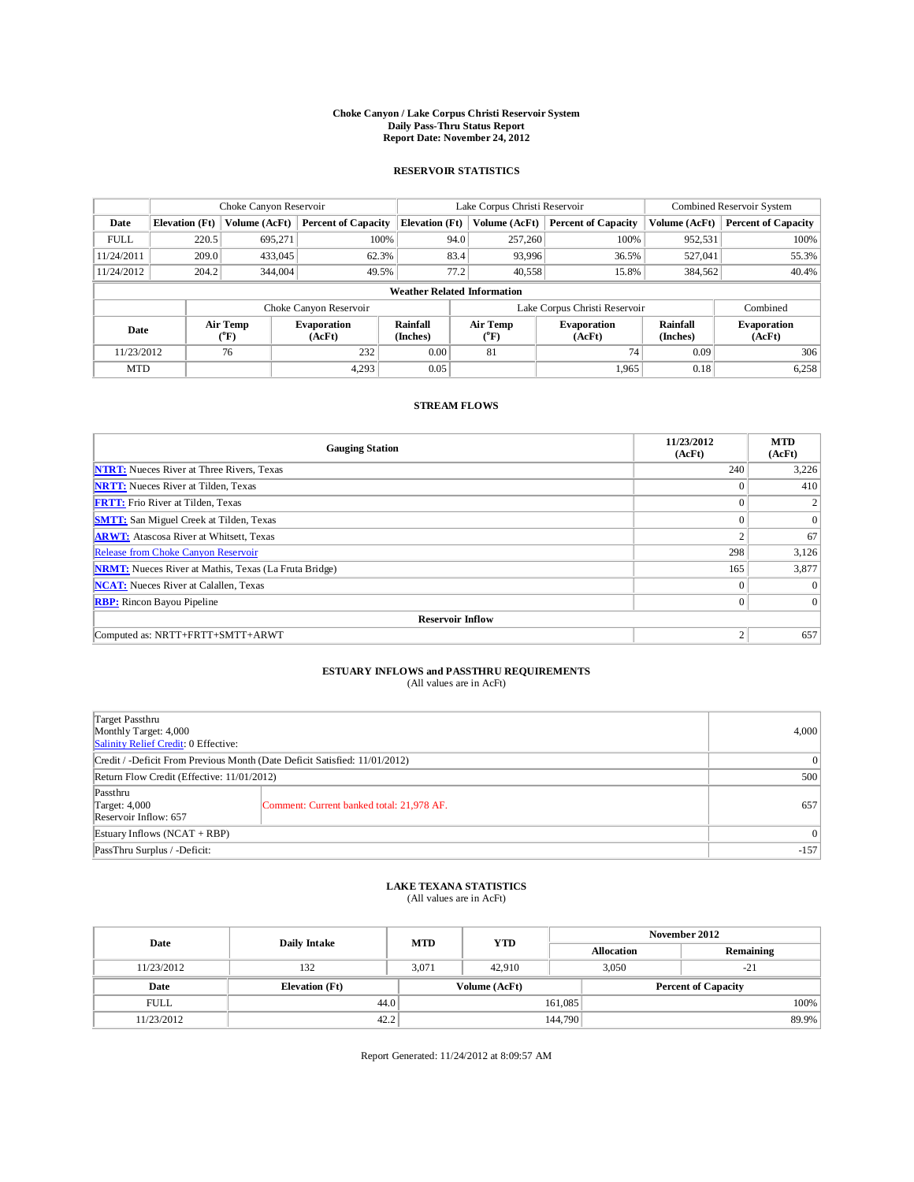# Choke Canyon / Lake Corpus Christi Reservoir System
## Daily Pass-Thru Status Report
## Report Date: November 24, 2012

### RESERVOIR STATISTICS

| | Choke Canyon Reservoir | | | Lake Corpus Christi Reservoir | | | Combined Reservoir System | |
|---|---|---|---|---|---|---|---|---|
| Date | Elevation (Ft) | Volume (AcFt) | Percent of Capacity | Elevation (Ft) | Volume (AcFt) | Percent of Capacity | Volume (AcFt) | Percent of Capacity |
| FULL | 220.5 | 695,271 | 100% | 94.0 | 257,260 | 100% | 952,531 | 100% |
| 11/24/2011 | 209.0 | 433,045 | 62.3% | 83.4 | 93,996 | 36.5% | 527,041 | 55.3% |
| 11/24/2012 | 204.2 | 344,004 | 49.5% | 77.2 | 40,558 | 15.8% | 384,562 | 40.4% |

**Weather Related Information**

| | Choke Canyon Reservoir | | | Lake Corpus Christi Reservoir | | | Combined |
|---|---|---|---|---|---|---|---|
| Date | Air Temp (°F) | Evaporation (AcFt) | Rainfall (Inches) | Air Temp (°F) | Evaporation (AcFt) | Rainfall (Inches) | Evaporation (AcFt) |
| 11/23/2012 | 76 | 232 | 0.00 | 81 | 74 | 0.09 | 306 |
| MTD | | 4,293 | 0.05 | | 1,965 | 0.18 | 6,258 |

### STREAM FLOWS

| Gauging Station | 11/23/2012 (AcFt) | MTD (AcFt) |
|---|---|---|
| NTRT: Nueces River at Three Rivers, Texas | 240 | 3,226 |
| NRTT: Nueces River at Tilden, Texas | 0 | 410 |
| FRTT: Frio River at Tilden, Texas | 0 | 2 |
| SMTT: San Miguel Creek at Tilden, Texas | 0 | 0 |
| ARWT: Atascosa River at Whitsett, Texas | 2 | 67 |
| Release from Choke Canyon Reservoir | 298 | 3,126 |
| NRMT: Nueces River at Mathis, Texas (La Fruta Bridge) | 165 | 3,877 |
| NCAT: Nueces River at Calallen, Texas | 0 | 0 |
| RBP: Rincon Bayou Pipeline | 0 | 0 |
| **Reservoir Inflow** | | |
| Computed as: NRTT+FRTT+SMTT+ARWT | 2 | 657 |

### ESTUARY INFLOWS and PASSTHRU REQUIREMENTS
(All values are in AcFt)

| | | |
|---|---|---|
| Target Passthru<br>Monthly Target: 4,000<br>Salinity Relief Credit: 0 Effective: | | 4,000 |
| Credit / -Deficit From Previous Month (Date Deficit Satisfied: 11/01/2012) | | 0 |
| Return Flow Credit (Effective: 11/01/2012) | | 500 |
| Passthru<br>Target: 4,000<br>Reservoir Inflow: 657 | Comment: Current banked total: 21,978 AF. | 657 |
| Estuary Inflows (NCAT + RBP) | | 0 |
| PassThru Surplus / -Deficit: | | -157 |

### LAKE TEXANA STATISTICS
(All values are in AcFt)

| Date | Daily Intake | MTD | YTD | November 2012 Allocation | November 2012 Remaining |
|---|---|---|---|---|---|
| 11/23/2012 | 132 | 3,071 | 42,910 | 3,050 | -21 |

| Date | Elevation (Ft) | Volume (AcFt) | Percent of Capacity |
|---|---|---|---|
| FULL | 44.0 | 161,085 | 100% |
| 11/23/2012 | 42.2 | 144,790 | 89.9% |

Report Generated: 11/24/2012 at 8:09:57 AM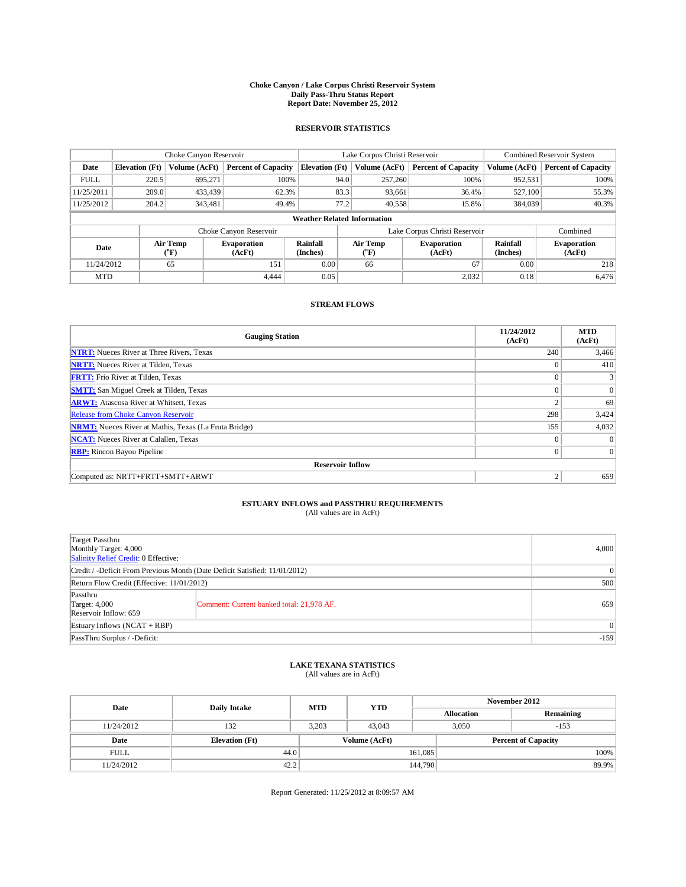# Choke Canyon / Lake Corpus Christi Reservoir System
## Daily Pass-Thru Status Report
### Report Date: November 25, 2012

## RESERVOIR STATISTICS

| | Choke Canyon Reservoir | | | Lake Corpus Christi Reservoir | | | Combined Reservoir System | |
|---|---|---|---|---|---|---|---|---|
| Date | Elevation (Ft) | Volume (AcFt) | Percent of Capacity | Elevation (Ft) | Volume (AcFt) | Percent of Capacity | Volume (AcFt) | Percent of Capacity |
| FULL | 220.5 | 695,271 | 100% | 94.0 | 257,260 | 100% | 952,531 | 100% |
| 11/25/2011 | 209.0 | 433,439 | 62.3% | 83.3 | 93,661 | 36.4% | 527,100 | 55.3% |
| 11/25/2012 | 204.2 | 343,481 | 49.4% | 77.2 | 40,558 | 15.8% | 384,039 | 40.3% |

**Weather Related Information**

| | Choke Canyon Reservoir | | | Lake Corpus Christi Reservoir | | | Combined |
|---|---|---|---|---|---|---|---|
| Date | Air Temp (°F) | Evaporation (AcFt) | Rainfall (Inches) | Air Temp (°F) | Evaporation (AcFt) | Rainfall (Inches) | Evaporation (AcFt) |
| 11/24/2012 | 65 | 151 | 0.00 | 66 | 67 | 0.00 | 218 |
| MTD | | 4,444 | 0.05 | | 2,032 | 0.18 | 6,476 |

## STREAM FLOWS

| Gauging Station | 11/24/2012 (AcFt) | MTD (AcFt) |
|---|---|---|
| NTRT: Nueces River at Three Rivers, Texas | 240 | 3,466 |
| NRTT: Nueces River at Tilden, Texas | 0 | 410 |
| FRTT: Frio River at Tilden, Texas | 0 | 3 |
| SMTT: San Miguel Creek at Tilden, Texas | 0 | 0 |
| ARWT: Atascosa River at Whitsett, Texas | 2 | 69 |
| Release from Choke Canyon Reservoir | 298 | 3,424 |
| NRMT: Nueces River at Mathis, Texas (La Fruta Bridge) | 155 | 4,032 |
| NCAT: Nueces River at Calallen, Texas | 0 | 0 |
| RBP: Rincon Bayou Pipeline | 0 | 0 |
| **Reservoir Inflow** | | |
| Computed as: NRTT+FRTT+SMTT+ARWT | 2 | 659 |

## ESTUARY INFLOWS and PASSTHRU REQUIREMENTS
(All values are in AcFt)

| | | |
|---|---|---|
| Target Passthru<br>Monthly Target: 4,000<br>Salinity Relief Credit: 0 Effective: | | 4,000 |
| Credit / -Deficit From Previous Month (Date Deficit Satisfied: 11/01/2012) | | 0 |
| Return Flow Credit (Effective: 11/01/2012) | | 500 |
| Passthru<br>Target: 4,000<br>Reservoir Inflow: 659 | Comment: Current banked total: 21,978 AF. | 659 |
| Estuary Inflows (NCAT + RBP) | | 0 |
| PassThru Surplus / -Deficit: | | -159 |

## LAKE TEXANA STATISTICS
(All values are in AcFt)

| Date | Daily Intake | MTD | YTD | November 2012 Allocation | November 2012 Remaining |
|---|---|---|---|---|---|
| 11/24/2012 | 132 | 3,203 | 43,043 | 3,050 | -153 |

| Date | Elevation (Ft) | Volume (AcFt) | Percent of Capacity |
|---|---|---|---|
| FULL | 44.0 | 161,085 | 100% |
| 11/24/2012 | 42.2 | 144,790 | 89.9% |

Report Generated: 11/25/2012 at 8:09:57 AM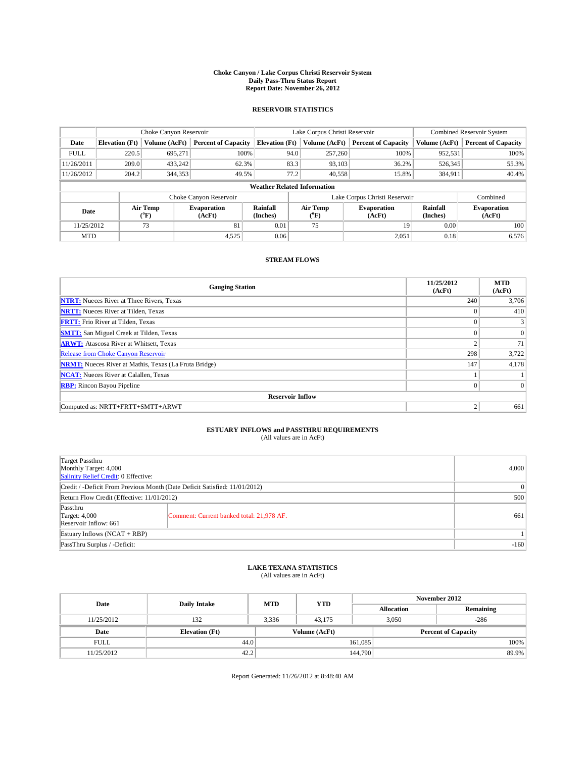# Choke Canyon / Lake Corpus Christi Reservoir System
## Daily Pass-Thru Status Report
## Report Date: November 26, 2012

### RESERVOIR STATISTICS

| | Choke Canyon Reservoir | | | Lake Corpus Christi Reservoir | | | Combined Reservoir System | |
|---|---|---|---|---|---|---|---|---|
| Date | Elevation (Ft) | Volume (AcFt) | Percent of Capacity | Elevation (Ft) | Volume (AcFt) | Percent of Capacity | Volume (AcFt) | Percent of Capacity |
| FULL | 220.5 | 695,271 | 100% | 94.0 | 257,260 | 100% | 952,531 | 100% |
| 11/26/2011 | 209.0 | 433,242 | 62.3% | 83.3 | 93,103 | 36.2% | 526,345 | 55.3% |
| 11/26/2012 | 204.2 | 344,353 | 49.5% | 77.2 | 40,558 | 15.8% | 384,911 | 40.4% |

**Weather Related Information**

| | Choke Canyon Reservoir | | | Lake Corpus Christi Reservoir | | | Combined |
|---|---|---|---|---|---|---|---|
| Date | Air Temp (°F) | Evaporation (AcFt) | Rainfall (Inches) | Air Temp (°F) | Evaporation (AcFt) | Rainfall (Inches) | Evaporation (AcFt) |
| 11/25/2012 | 73 | 81 | 0.01 | 75 | 19 | 0.00 | 100 |
| MTD | | 4,525 | 0.06 | | 2,051 | 0.18 | 6,576 |

### STREAM FLOWS

| Gauging Station | 11/25/2012 (AcFt) | MTD (AcFt) |
|---|---|---|
| NTRT: Nueces River at Three Rivers, Texas | 240 | 3,706 |
| NRTT: Nueces River at Tilden, Texas | 0 | 410 |
| FRTT: Frio River at Tilden, Texas | 0 | 3 |
| SMTT: San Miguel Creek at Tilden, Texas | 0 | 0 |
| ARWT: Atascosa River at Whitsett, Texas | 2 | 71 |
| Release from Choke Canyon Reservoir | 298 | 3,722 |
| NRMT: Nueces River at Mathis, Texas (La Fruta Bridge) | 147 | 4,178 |
| NCAT: Nueces River at Calallen, Texas | 1 | 1 |
| RBP: Rincon Bayou Pipeline | 0 | 0 |
| **Reservoir Inflow** | | |
| Computed as: NRTT+FRTT+SMTT+ARWT | 2 | 661 |

### ESTUARY INFLOWS and PASSTHRU REQUIREMENTS
(All values are in AcFt)

| | | |
|---|---|---|
| Target Passthru<br>Monthly Target: 4,000<br>Salinity Relief Credit: 0 Effective: | | 4,000 |
| Credit / -Deficit From Previous Month (Date Deficit Satisfied: 11/01/2012) | | 0 |
| Return Flow Credit (Effective: 11/01/2012) | | 500 |
| Passthru<br>Target: 4,000<br>Reservoir Inflow: 661 | Comment: Current banked total: 21,978 AF. | 661 |
| Estuary Inflows (NCAT + RBP) | | 1 |
| PassThru Surplus / -Deficit: | | -160 |

### LAKE TEXANA STATISTICS
(All values are in AcFt)

| Date | Daily Intake | MTD | YTD | November 2012 Allocation | November 2012 Remaining |
|---|---|---|---|---|---|
| 11/25/2012 | 132 | 3,336 | 43,175 | 3,050 | -286 |

| Date | Elevation (Ft) | Volume (AcFt) | Percent of Capacity |
|---|---|---|---|
| FULL | 44.0 | 161,085 | 100% |
| 11/25/2012 | 42.2 | 144,790 | 89.9% |

Report Generated: 11/26/2012 at 8:48:40 AM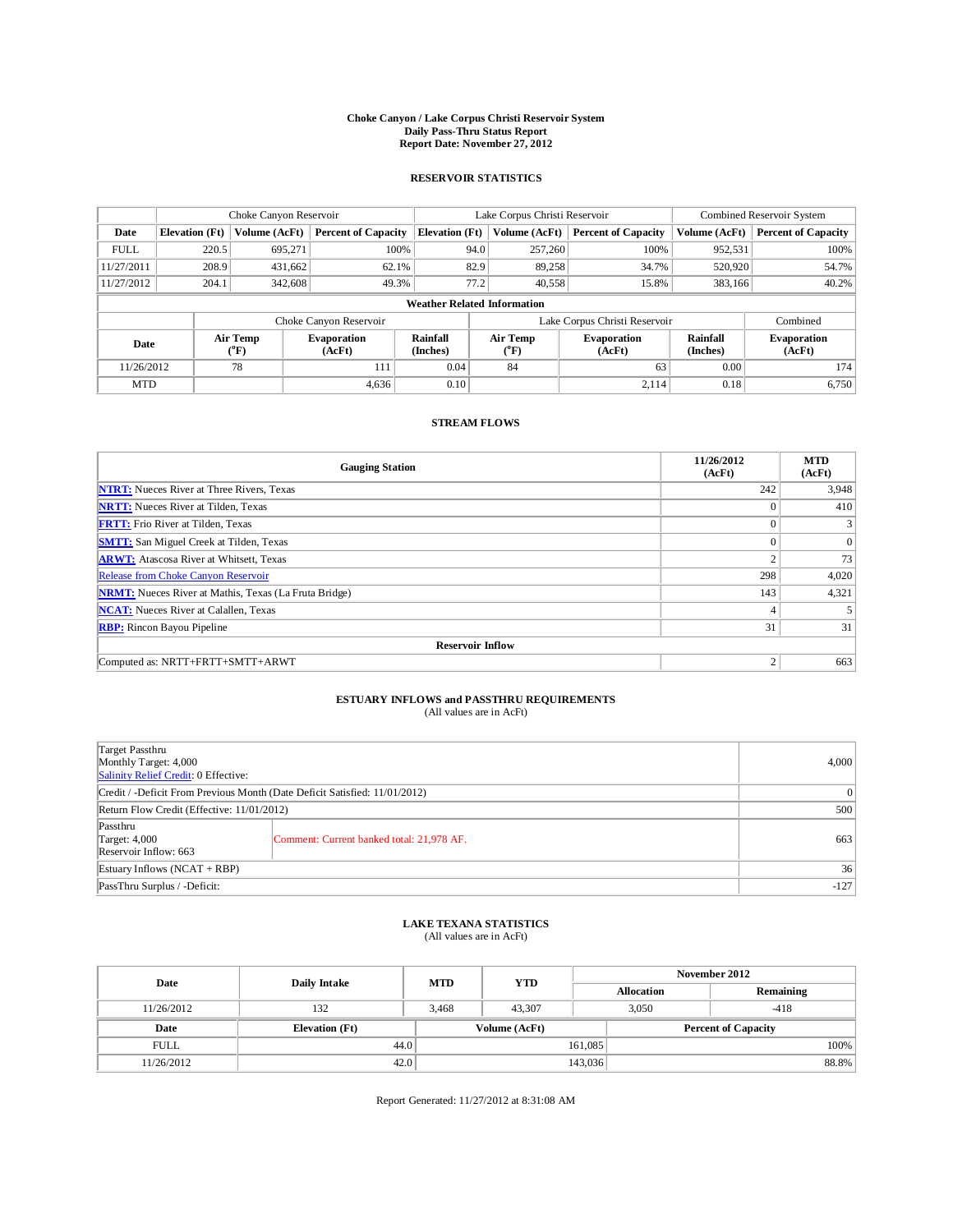# Choke Canyon / Lake Corpus Christi Reservoir System
## Daily Pass-Thru Status Report
### Report Date: November 27, 2012

## RESERVOIR STATISTICS

| | Choke Canyon Reservoir | | | Lake Corpus Christi Reservoir | | | Combined Reservoir System | |
|---|---|---|---|---|---|---|---|---|
| Date | Elevation (Ft) | Volume (AcFt) | Percent of Capacity | Elevation (Ft) | Volume (AcFt) | Percent of Capacity | Volume (AcFt) | Percent of Capacity |
| FULL | 220.5 | 695,271 | 100% | 94.0 | 257,260 | 100% | 952,531 | 100% |
| 11/27/2011 | 208.9 | 431,662 | 62.1% | 82.9 | 89,258 | 34.7% | 520,920 | 54.7% |
| 11/27/2012 | 204.1 | 342,608 | 49.3% | 77.2 | 40,558 | 15.8% | 383,166 | 40.2% |

**Weather Related Information**

| | Choke Canyon Reservoir | | | Lake Corpus Christi Reservoir | | | Combined |
|---|---|---|---|---|---|---|---|
| Date | Air Temp (°F) | Evaporation (AcFt) | Rainfall (Inches) | Air Temp (°F) | Evaporation (AcFt) | Rainfall (Inches) | Evaporation (AcFt) |
| 11/26/2012 | 78 | 111 | 0.04 | 84 | 63 | 0.00 | 174 |
| MTD | | 4,636 | 0.10 | | 2,114 | 0.18 | 6,750 |

## STREAM FLOWS

| Gauging Station | 11/26/2012 (AcFt) | MTD (AcFt) |
|---|---|---|
| NTRT: Nueces River at Three Rivers, Texas | 242 | 3,948 |
| NRTT: Nueces River at Tilden, Texas | 0 | 410 |
| FRTT: Frio River at Tilden, Texas | 0 | 3 |
| SMTT: San Miguel Creek at Tilden, Texas | 0 | 0 |
| ARWT: Atascosa River at Whitsett, Texas | 2 | 73 |
| Release from Choke Canyon Reservoir | 298 | 4,020 |
| NRMT: Nueces River at Mathis, Texas (La Fruta Bridge) | 143 | 4,321 |
| NCAT: Nueces River at Calallen, Texas | 4 | 5 |
| RBP: Rincon Bayou Pipeline | 31 | 31 |
| **Reservoir Inflow** | | |
| Computed as: NRTT+FRTT+SMTT+ARWT | 2 | 663 |

## ESTUARY INFLOWS and PASSTHRU REQUIREMENTS
(All values are in AcFt)

| | | |
|---|---|---|
| Target Passthru<br>Monthly Target: 4,000<br>Salinity Relief Credit: 0 Effective: | | 4,000 |
| Credit / -Deficit From Previous Month (Date Deficit Satisfied: 11/01/2012) | | 0 |
| Return Flow Credit (Effective: 11/01/2012) | | 500 |
| Passthru<br>Target: 4,000<br>Reservoir Inflow: 663 | Comment: Current banked total: 21,978 AF. | 663 |
| Estuary Inflows (NCAT + RBP) | | 36 |
| PassThru Surplus / -Deficit: | | -127 |

## LAKE TEXANA STATISTICS
(All values are in AcFt)

| Date | Daily Intake | MTD | YTD | November 2012 Allocation | November 2012 Remaining |
|---|---|---|---|---|---|
| 11/26/2012 | 132 | 3,468 | 43,307 | 3,050 | -418 |

| Date | Elevation (Ft) | Volume (AcFt) | Percent of Capacity |
|---|---|---|---|
| FULL | 44.0 | 161,085 | 100% |
| 11/26/2012 | 42.0 | 143,036 | 88.8% |

Report Generated: 11/27/2012 at 8:31:08 AM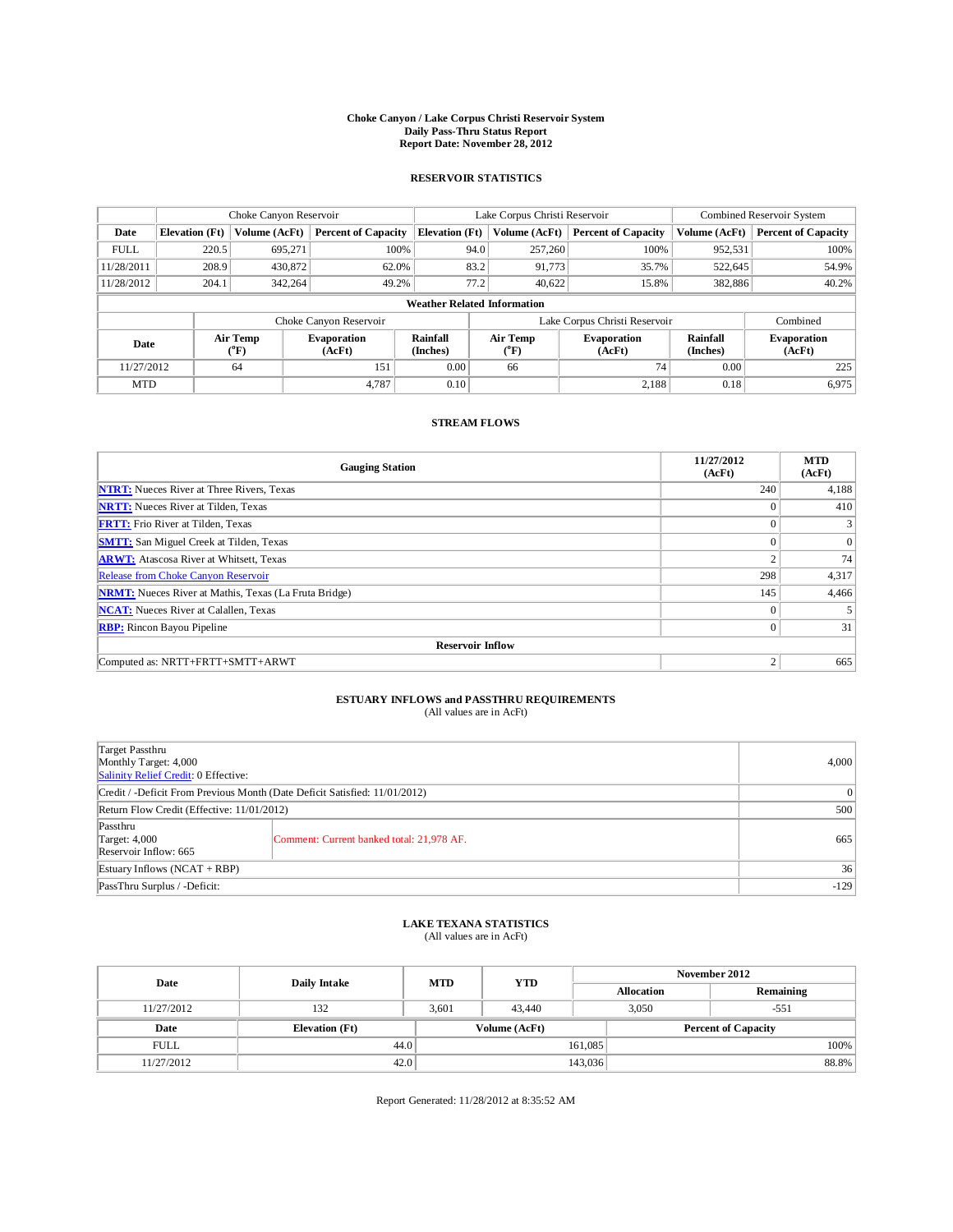# Choke Canyon / Lake Corpus Christi Reservoir System
## Daily Pass-Thru Status Report
### Report Date: November 28, 2012

## RESERVOIR STATISTICS

| | Choke Canyon Reservoir | | | Lake Corpus Christi Reservoir | | | Combined Reservoir System | |
|---|---|---|---|---|---|---|---|---|
| Date | Elevation (Ft) | Volume (AcFt) | Percent of Capacity | Elevation (Ft) | Volume (AcFt) | Percent of Capacity | Volume (AcFt) | Percent of Capacity |
| FULL | 220.5 | 695,271 | 100% | 94.0 | 257,260 | 100% | 952,531 | 100% |
| 11/28/2011 | 208.9 | 430,872 | 62.0% | 83.2 | 91,773 | 35.7% | 522,645 | 54.9% |
| 11/28/2012 | 204.1 | 342,264 | 49.2% | 77.2 | 40,622 | 15.8% | 382,886 | 40.2% |

**Weather Related Information**

| | Choke Canyon Reservoir | | | Lake Corpus Christi Reservoir | | | Combined |
|---|---|---|---|---|---|---|---|
| Date | Air Temp (°F) | Evaporation (AcFt) | Rainfall (Inches) | Air Temp (°F) | Evaporation (AcFt) | Rainfall (Inches) | Evaporation (AcFt) |
| 11/27/2012 | 64 | 151 | 0.00 | 66 | 74 | 0.00 | 225 |
| MTD | | 4,787 | 0.10 | | 2,188 | 0.18 | 6,975 |

## STREAM FLOWS

| Gauging Station | 11/27/2012 (AcFt) | MTD (AcFt) |
|---|---|---|
| NTRT: Nueces River at Three Rivers, Texas | 240 | 4,188 |
| NRTT: Nueces River at Tilden, Texas | 0 | 410 |
| FRTT: Frio River at Tilden, Texas | 0 | 3 |
| SMTT: San Miguel Creek at Tilden, Texas | 0 | 0 |
| ARWT: Atascosa River at Whitsett, Texas | 2 | 74 |
| Release from Choke Canyon Reservoir | 298 | 4,317 |
| NRMT: Nueces River at Mathis, Texas (La Fruta Bridge) | 145 | 4,466 |
| NCAT: Nueces River at Calallen, Texas | 0 | 5 |
| RBP: Rincon Bayou Pipeline | 0 | 31 |
| **Reservoir Inflow** | | |
| Computed as: NRTT+FRTT+SMTT+ARWT | 2 | 665 |

## ESTUARY INFLOWS and PASSTHRU REQUIREMENTS
(All values are in AcFt)

| | | |
|---|---|---|
| Target Passthru<br>Monthly Target: 4,000<br>Salinity Relief Credit: 0 Effective: | | 4,000 |
| Credit / -Deficit From Previous Month (Date Deficit Satisfied: 11/01/2012) | | 0 |
| Return Flow Credit (Effective: 11/01/2012) | | 500 |
| Passthru<br>Target: 4,000<br>Reservoir Inflow: 665 | Comment: Current banked total: 21,978 AF. | 665 |
| Estuary Inflows (NCAT + RBP) | | 36 |
| PassThru Surplus / -Deficit: | | -129 |

## LAKE TEXANA STATISTICS
(All values are in AcFt)

| Date | Daily Intake | MTD | YTD | November 2012 | |
|---|---|---|---|---|---|
| | | | | Allocation | Remaining |
| 11/27/2012 | 132 | 3,601 | 43,440 | 3,050 | -551 |

| Date | Elevation (Ft) | Volume (AcFt) | Percent of Capacity |
|---|---|---|---|
| FULL | 44.0 | 161,085 | 100% |
| 11/27/2012 | 42.0 | 143,036 | 88.8% |

Report Generated: 11/28/2012 at 8:35:52 AM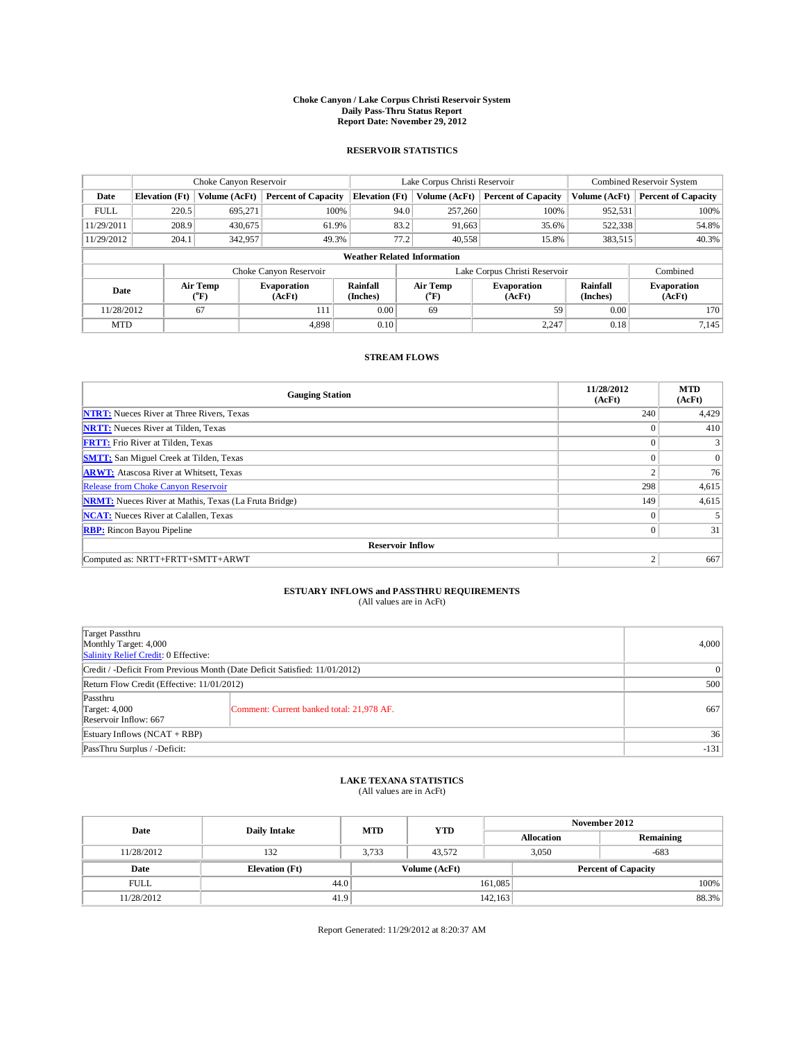# Choke Canyon / Lake Corpus Christi Reservoir System
## Daily Pass-Thru Status Report
### Report Date: November 29, 2012

## RESERVOIR STATISTICS

| | Choke Canyon Reservoir | | | Lake Corpus Christi Reservoir | | | Combined Reservoir System | |
|---|---|---|---|---|---|---|---|---|
| Date | Elevation (Ft) | Volume (AcFt) | Percent of Capacity | Elevation (Ft) | Volume (AcFt) | Percent of Capacity | Volume (AcFt) | Percent of Capacity |
| FULL | 220.5 | 695,271 | 100% | 94.0 | 257,260 | 100% | 952,531 | 100% |
| 11/29/2011 | 208.9 | 430,675 | 61.9% | 83.2 | 91,663 | 35.6% | 522,338 | 54.8% |
| 11/29/2012 | 204.1 | 342,957 | 49.3% | 77.2 | 40,558 | 15.8% | 383,515 | 40.3% |

**Weather Related Information**

| | Choke Canyon Reservoir | | | Lake Corpus Christi Reservoir | | | Combined |
|---|---|---|---|---|---|---|---|
| Date | Air Temp (°F) | Evaporation (AcFt) | Rainfall (Inches) | Air Temp (°F) | Evaporation (AcFt) | Rainfall (Inches) | Evaporation (AcFt) |
| 11/28/2012 | 67 | 111 | 0.00 | 69 | 59 | 0.00 | 170 |
| MTD | | 4,898 | 0.10 | | 2,247 | 0.18 | 7,145 |

## STREAM FLOWS

| Gauging Station | 11/28/2012 (AcFt) | MTD (AcFt) |
|---|---|---|
| NTRT: Nueces River at Three Rivers, Texas | 240 | 4,429 |
| NRTT: Nueces River at Tilden, Texas | 0 | 410 |
| FRTT: Frio River at Tilden, Texas | 0 | 3 |
| SMTT: San Miguel Creek at Tilden, Texas | 0 | 0 |
| ARWT: Atascosa River at Whitsett, Texas | 2 | 76 |
| Release from Choke Canyon Reservoir | 298 | 4,615 |
| NRMT: Nueces River at Mathis, Texas (La Fruta Bridge) | 149 | 4,615 |
| NCAT: Nueces River at Calallen, Texas | 0 | 5 |
| RBP: Rincon Bayou Pipeline | 0 | 31 |
| **Reservoir Inflow** | | |
| Computed as: NRTT+FRTT+SMTT+ARWT | 2 | 667 |

## ESTUARY INFLOWS and PASSTHRU REQUIREMENTS
(All values are in AcFt)

| Item | | Value |
|---|---|---|
| Target Passthru<br>Monthly Target: 4,000<br>Salinity Relief Credit: 0 Effective: | | 4,000 |
| Credit / -Deficit From Previous Month (Date Deficit Satisfied: 11/01/2012) | | 0 |
| Return Flow Credit (Effective: 11/01/2012) | | 500 |
| Passthru<br>Target: 4,000<br>Reservoir Inflow: 667 | Comment: Current banked total: 21,978 AF. | 667 |
| Estuary Inflows (NCAT + RBP) | | 36 |
| PassThru Surplus / -Deficit: | | -131 |

## LAKE TEXANA STATISTICS
(All values are in AcFt)

| Date | Daily Intake | MTD | YTD | November 2012 Allocation | November 2012 Remaining |
|---|---|---|---|---|---|
| 11/28/2012 | 132 | 3,733 | 43,572 | 3,050 | -683 |

| Date | Elevation (Ft) | Volume (AcFt) | Percent of Capacity |
|---|---|---|---|
| FULL | 44.0 | 161,085 | 100% |
| 11/28/2012 | 41.9 | 142,163 | 88.3% |

Report Generated: 11/29/2012 at 8:20:37 AM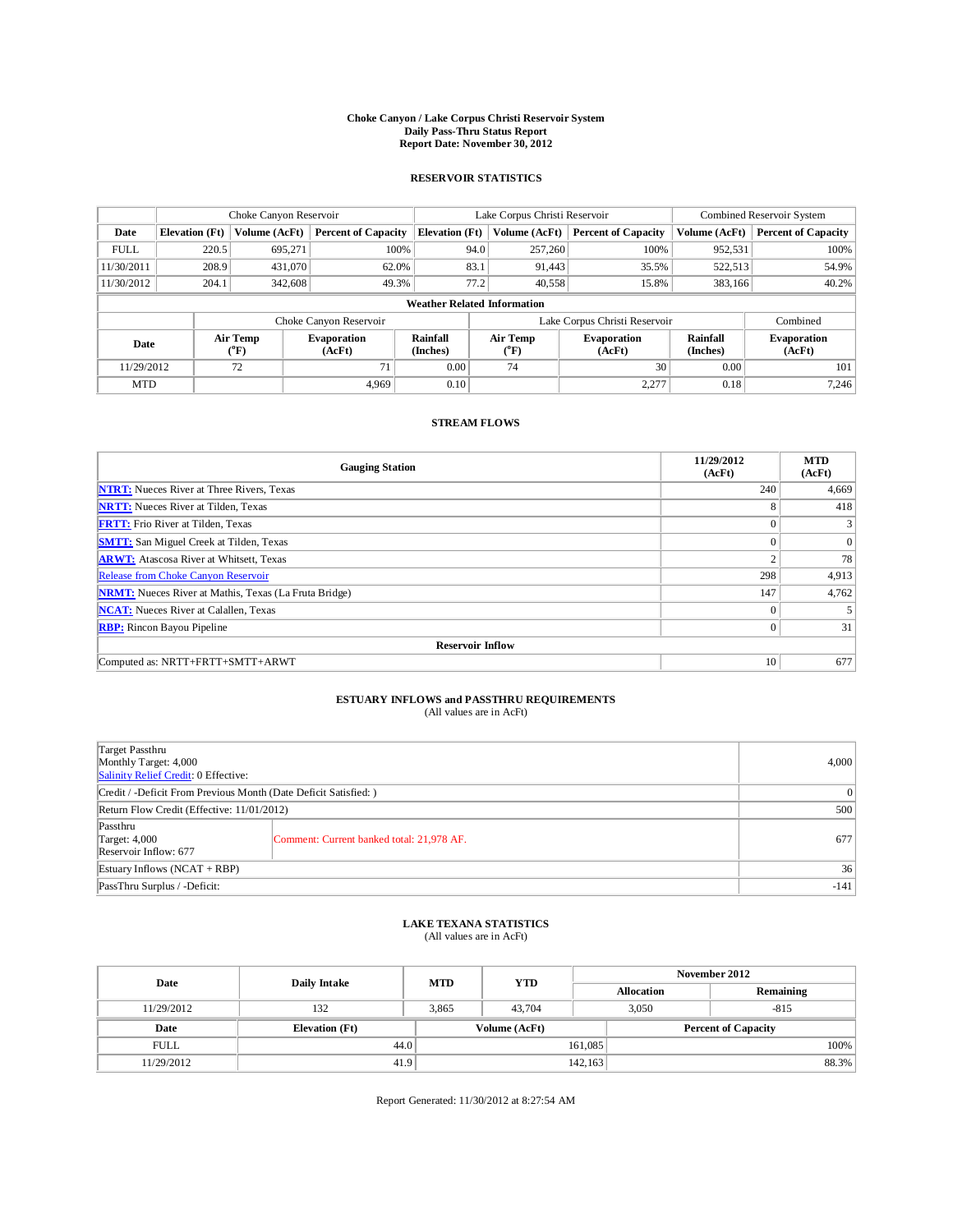**Choke Canyon / Lake Corpus Christi Reservoir System**
**Daily Pass-Thru Status Report**
**Report Date: November 30, 2012**

## RESERVOIR STATISTICS

| | Choke Canyon Reservoir | | | Lake Corpus Christi Reservoir | | | Combined Reservoir System | |
|---|---|---|---|---|---|---|---|---|
| **Date** | **Elevation (Ft)** | **Volume (AcFt)** | **Percent of Capacity** | **Elevation (Ft)** | **Volume (AcFt)** | **Percent of Capacity** | **Volume (AcFt)** | **Percent of Capacity** |
| FULL | 220.5 | 695,271 | 100% | 94.0 | 257,260 | 100% | 952,531 | 100% |
| 11/30/2011 | 208.9 | 431,070 | 62.0% | 83.1 | 91,443 | 35.5% | 522,513 | 54.9% |
| 11/30/2012 | 204.1 | 342,608 | 49.3% | 77.2 | 40,558 | 15.8% | 383,166 | 40.2% |

**Weather Related Information**

| | Choke Canyon Reservoir | | | Lake Corpus Christi Reservoir | | | Combined |
|---|---|---|---|---|---|---|---|
| **Date** | **Air Temp (°F)** | **Evaporation (AcFt)** | **Rainfall (Inches)** | **Air Temp (°F)** | **Evaporation (AcFt)** | **Rainfall (Inches)** | **Evaporation (AcFt)** |
| 11/29/2012 | 72 | 71 | 0.00 | 74 | 30 | 0.00 | 101 |
| MTD | | 4,969 | 0.10 | | 2,277 | 0.18 | 7,246 |

## STREAM FLOWS

| Gauging Station | 11/29/2012 (AcFt) | MTD (AcFt) |
|---|---|---|
| **NTRT:** Nueces River at Three Rivers, Texas | 240 | 4,669 |
| **NRTT:** Nueces River at Tilden, Texas | 8 | 418 |
| **FRTT:** Frio River at Tilden, Texas | 0 | 3 |
| **SMTT:** San Miguel Creek at Tilden, Texas | 0 | 0 |
| **ARWT:** Atascosa River at Whitsett, Texas | 2 | 78 |
| Release from Choke Canyon Reservoir | 298 | 4,913 |
| **NRMT:** Nueces River at Mathis, Texas (La Fruta Bridge) | 147 | 4,762 |
| **NCAT:** Nueces River at Calallen, Texas | 0 | 5 |
| **RBP:** Rincon Bayou Pipeline | 0 | 31 |
| **Reservoir Inflow** | | |
| Computed as: NRTT+FRTT+SMTT+ARWT | 10 | 677 |

## ESTUARY INFLOWS and PASSTHRU REQUIREMENTS
(All values are in AcFt)

| | | |
|---|---|---|
| Target Passthru<br>Monthly Target: 4,000<br>Salinity Relief Credit: 0 Effective: | | 4,000 |
| Credit / -Deficit From Previous Month (Date Deficit Satisfied: ) | | 0 |
| Return Flow Credit (Effective: 11/01/2012) | | 500 |
| Passthru<br>Target: 4,000<br>Reservoir Inflow: 677 | Comment: Current banked total: 21,978 AF. | 677 |
| Estuary Inflows (NCAT + RBP) | | 36 |
| PassThru Surplus / -Deficit: | | -141 |

## LAKE TEXANA STATISTICS
(All values are in AcFt)

| Date | Daily Intake | MTD | YTD | November 2012 Allocation | November 2012 Remaining |
|---|---|---|---|---|---|
| 11/29/2012 | 132 | 3,865 | 43,704 | 3,050 | -815 |

| Date | Elevation (Ft) | Volume (AcFt) | Percent of Capacity |
|---|---|---|---|
| FULL | 44.0 | 161,085 | 100% |
| 11/29/2012 | 41.9 | 142,163 | 88.3% |

Report Generated: 11/30/2012 at 8:27:54 AM